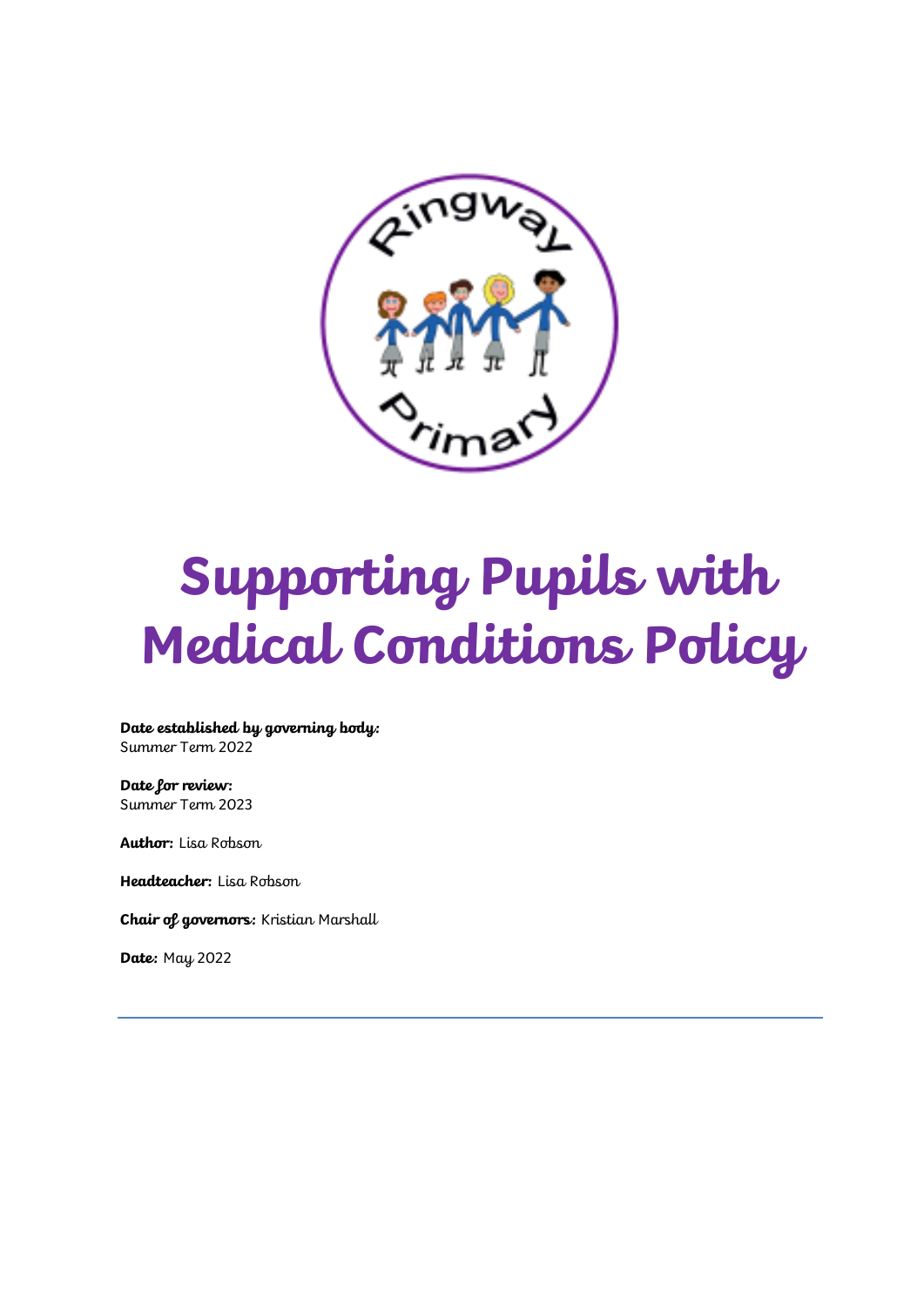# Supporting Pupils with Medical Conditions Policy

**Date established by governing body:**
Summer Term 2022

**Date for review:**
Summer Term 2023

**Author:** Lisa Robson

**Headteacher:** Lisa Robson

**Chair of governors:** Kristian Marshall

**Date:** May 2022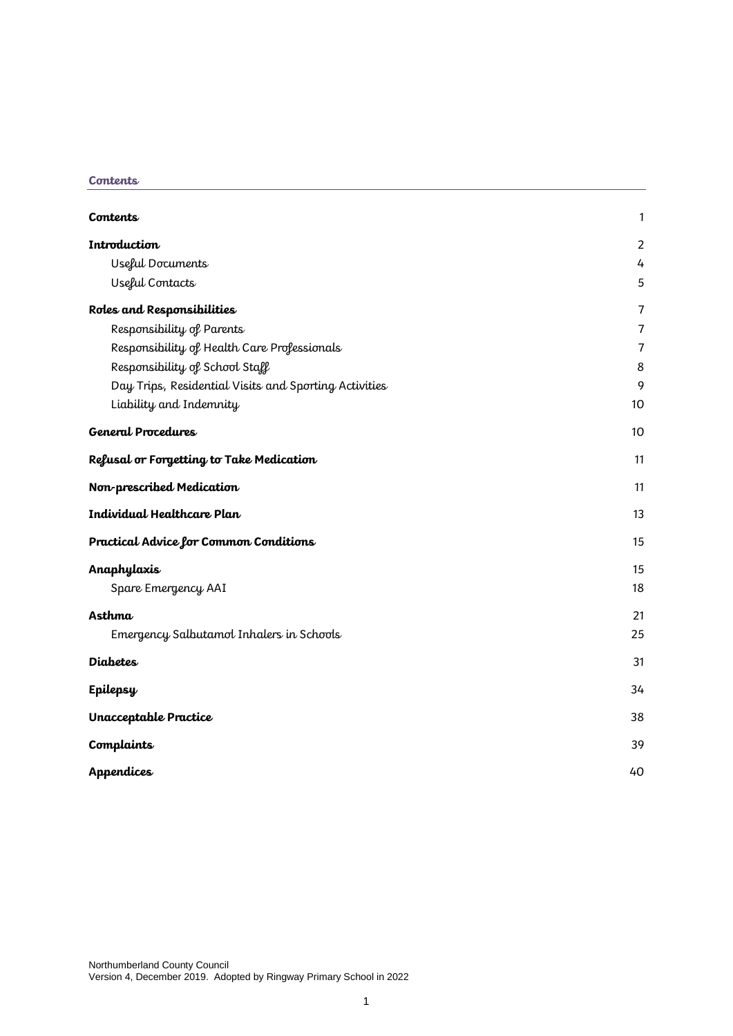## Contents

| | |
|---|---|
| **Contents** | 1 |
| **Introduction** | 2 |
| Useful Documents | 4 |
| Useful Contacts | 5 |
| **Roles and Responsibilities** | 7 |
| Responsibility of Parents | 7 |
| Responsibility of Health Care Professionals | 7 |
| Responsibility of School Staff | 8 |
| Day Trips, Residential Visits and Sporting Activities | 9 |
| Liability and Indemnity | 10 |
| **General Procedures** | 10 |
| **Refusal or Forgetting to Take Medication** | 11 |
| **Non-prescribed Medication** | 11 |
| **Individual Healthcare Plan** | 13 |
| **Practical Advice for Common Conditions** | 15 |
| **Anaphylaxis** | 15 |
| Spare Emergency AAI | 18 |
| **Asthma** | 21 |
| Emergency Salbutamol Inhalers in Schools | 25 |
| **Diabetes** | 31 |
| **Epilepsy** | 34 |
| **Unacceptable Practice** | 38 |
| **Complaints** | 39 |
| **Appendices** | 40 |

Northumberland County Council
Version 4, December 2019. Adopted by Ringway Primary School in 2022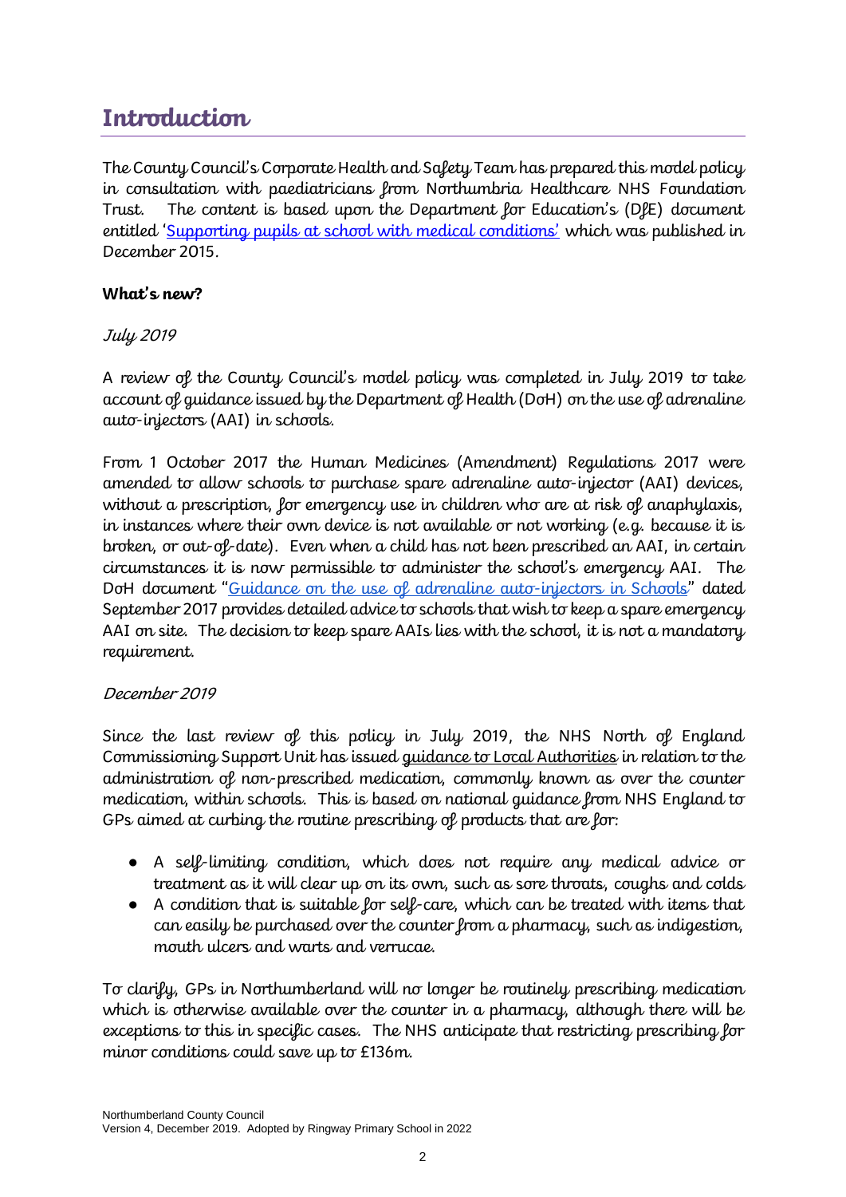# Introduction

The County Council's Corporate Health and Safety Team has prepared this model policy in consultation with paediatricians from Northumbria Healthcare NHS Foundation Trust. The content is based upon the Department for Education's (DfE) document entitled '[Supporting pupils at school with medical conditions'](#) which was published in December 2015.

**What's new?**

*July 2019*

A review of the County Council's model policy was completed in July 2019 to take account of guidance issued by the Department of Health (DoH) on the use of adrenaline auto-injectors (AAI) in schools.

From 1 October 2017 the Human Medicines (Amendment) Regulations 2017 were amended to allow schools to purchase spare adrenaline auto-injector (AAI) devices, without a prescription, for emergency use in children who are at risk of anaphylaxis, in instances where their own device is not available or not working (e.g. because it is broken, or out-of-date). Even when a child has not been prescribed an AAI, in certain circumstances it is now permissible to administer the school's emergency AAI. The DoH document "[Guidance on the use of adrenaline auto-injectors in Schools](#)" dated September 2017 provides detailed advice to schools that wish to keep a spare emergency AAI on site. The decision to keep spare AAIs lies with the school, it is not a mandatory requirement.

*December 2019*

Since the last review of this policy in July 2019, the NHS North of England Commissioning Support Unit has issued guidance to Local Authorities in relation to the administration of non-prescribed medication, commonly known as over the counter medication, within schools. This is based on national guidance from NHS England to GPs aimed at curbing the routine prescribing of products that are for:

- A self-limiting condition, which does not require any medical advice or treatment as it will clear up on its own, such as sore throats, coughs and colds
- A condition that is suitable for self-care, which can be treated with items that can easily be purchased over the counter from a pharmacy, such as indigestion, mouth ulcers and warts and verrucae.

To clarify, GPs in Northumberland will no longer be routinely prescribing medication which is otherwise available over the counter in a pharmacy, although there will be exceptions to this in specific cases. The NHS anticipate that restricting prescribing for minor conditions could save up to £136m.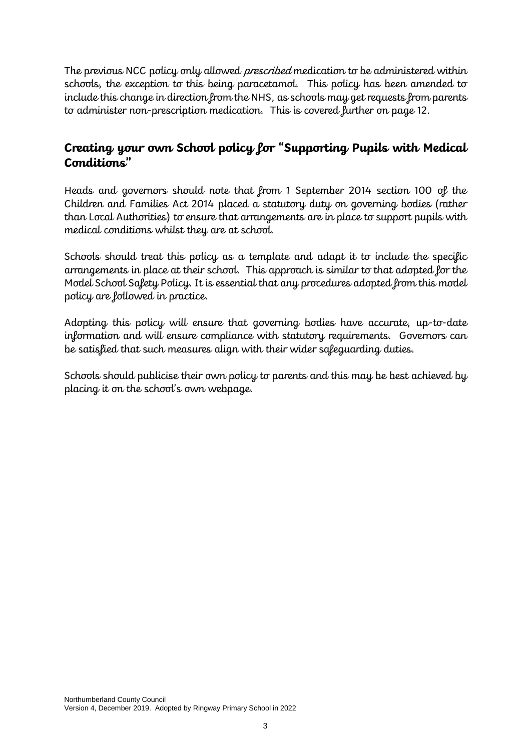The previous NCC policy only allowed *prescribed* medication to be administered within schools, the exception to this being paracetamol. This policy has been amended to include this change in direction from the NHS, as schools may get requests from parents to administer non-prescription medication. This is covered further on page 12.

## Creating your own School policy for "Supporting Pupils with Medical Conditions"

Heads and governors should note that from 1 September 2014 section 100 of the Children and Families Act 2014 placed a statutory duty on governing bodies (rather than Local Authorities) to ensure that arrangements are in place to support pupils with medical conditions whilst they are at school.

Schools should treat this policy as a template and adapt it to include the specific arrangements in place at their school. This approach is similar to that adopted for the Model School Safety Policy. It is essential that any procedures adopted from this model policy are followed in practice.

Adopting this policy will ensure that governing bodies have accurate, up-to-date information and will ensure compliance with statutory requirements. Governors can be satisfied that such measures align with their wider safeguarding duties.

Schools should publicise their own policy to parents and this may be best achieved by placing it on the school's own webpage.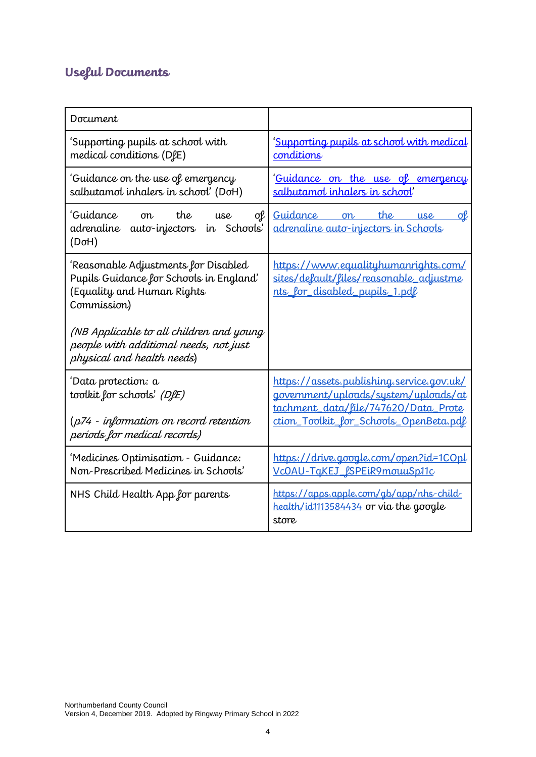## Useful Documents

| Document | |
|---|---|
| 'Supporting pupils at school with medical conditions (DfE) | 'Supporting pupils at school with medical conditions |
| 'Guidance on the use of emergency salbutamol inhalers in school' (DoH) | 'Guidance on the use of emergency salbutamol inhalers in school' |
| 'Guidance on the use of adrenaline auto-injectors in Schools' (DoH) | Guidance on the use of adrenaline auto-injectors in Schools |
| 'Reasonable Adjustments for Disabled Pupils Guidance for Schools in England' (Equality and Human Rights Commission)<br><br>*(NB Applicable to all children and young people with additional needs, not just physical and health needs)* | https://www.equalityhumanrights.com/sites/default/files/reasonable_adjustments_for_disabled_pupils_1.pdf |
| 'Data protection: a toolkit for schools' *(DfE)*<br><br>*(p74 - information on record retention periods for medical records)* | https://assets.publishing.service.gov.uk/government/uploads/system/uploads/attachment_data/file/747620/Data_Protection_Toolkit_for_Schools_OpenBeta.pdf |
| 'Medicines Optimisation - Guidance: Non-Prescribed Medicines in Schools' | https://drive.google.com/open?id=1COplVcOAU-TqKEJ_fSPEiR9mouuSp11c |
| NHS Child Health App for parents | https://apps.apple.com/gb/app/nhs-child-health/id1113584434 or via the google store |

Northumberland County Council
Version 4, December 2019. Adopted by Ringway Primary School in 2022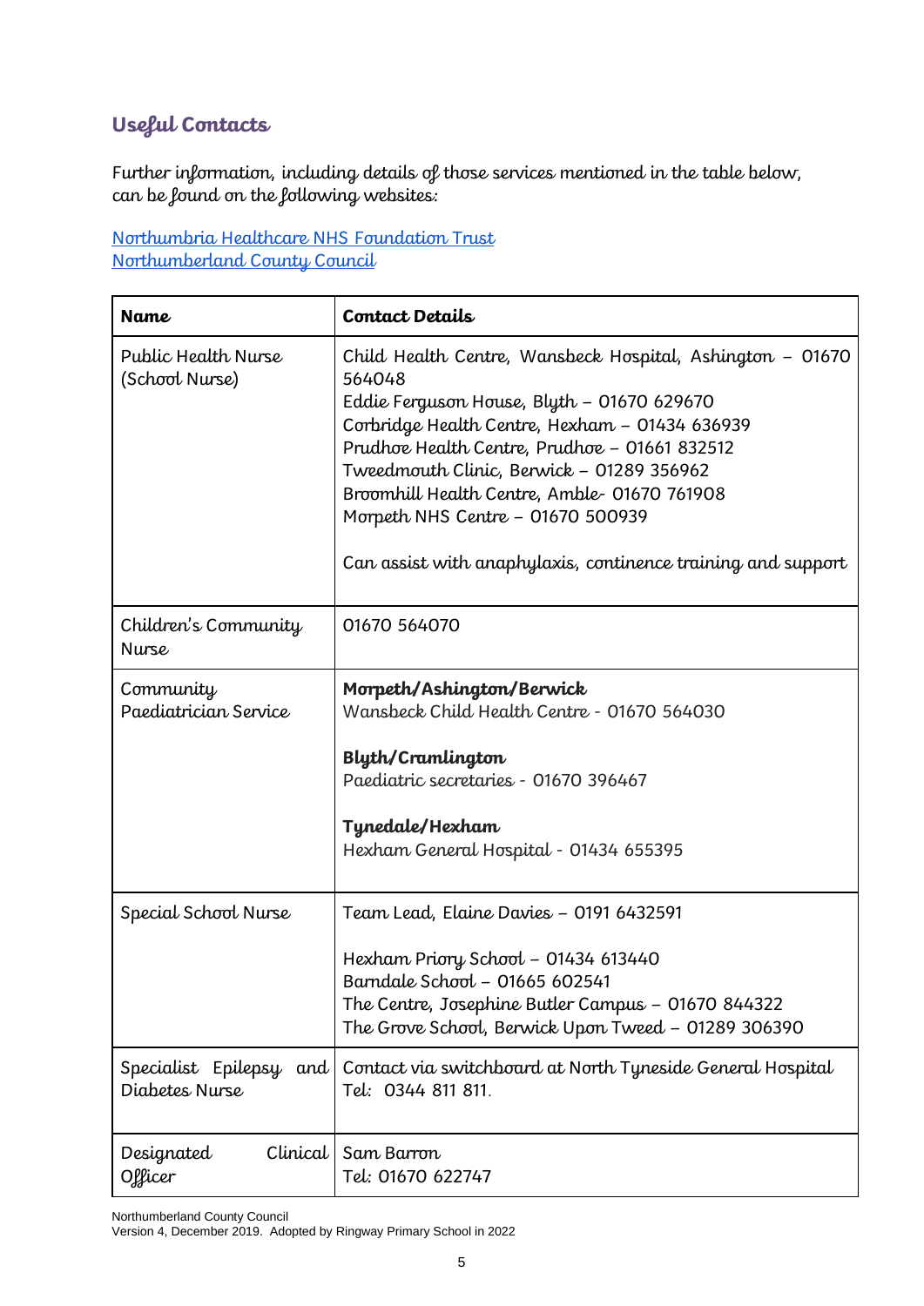## Useful Contacts

Further information, including details of those services mentioned in the table below, can be found on the following websites:

[Northumbria Healthcare NHS Foundation Trust](Northumbria Healthcare NHS Foundation Trust)
[Northumberland County Council](Northumberland County Council)

| **Name** | **Contact Details** |
|---|---|
| Public Health Nurse (School Nurse) | Child Health Centre, Wansbeck Hospital, Ashington – 01670 564048<br>Eddie Ferguson House, Blyth – 01670 629670<br>Corbridge Health Centre, Hexham – 01434 636939<br>Prudhoe Health Centre, Prudhoe – 01661 832512<br>Tweedmouth Clinic, Berwick – 01289 356962<br>Broomhill Health Centre, Amble- 01670 761908<br>Morpeth NHS Centre – 01670 500939<br><br>Can assist with anaphylaxis, continence training and support |
| Children's Community Nurse | 01670 564070 |
| Community Paediatrician Service | **Morpeth/Ashington/Berwick**<br>Wansbeck Child Health Centre - 01670 564030<br><br>**Blyth/Cramlington**<br>Paediatric secretaries - 01670 396467<br><br>**Tynedale/Hexham**<br>Hexham General Hospital - 01434 655395 |
| Special School Nurse | Team Lead, Elaine Davies – 0191 6432591<br><br>Hexham Priory School – 01434 613440<br>Barndale School – 01665 602541<br>The Centre, Josephine Butler Campus – 01670 844322<br>The Grove School, Berwick Upon Tweed – 01289 306390 |
| Specialist Epilepsy and Diabetes Nurse | Contact via switchboard at North Tyneside General Hospital Tel: 0344 811 811. |
| Designated Clinical Officer | Sam Barron<br>Tel: 01670 622747 |

Northumberland County Council
Version 4, December 2019. Adopted by Ringway Primary School in 2022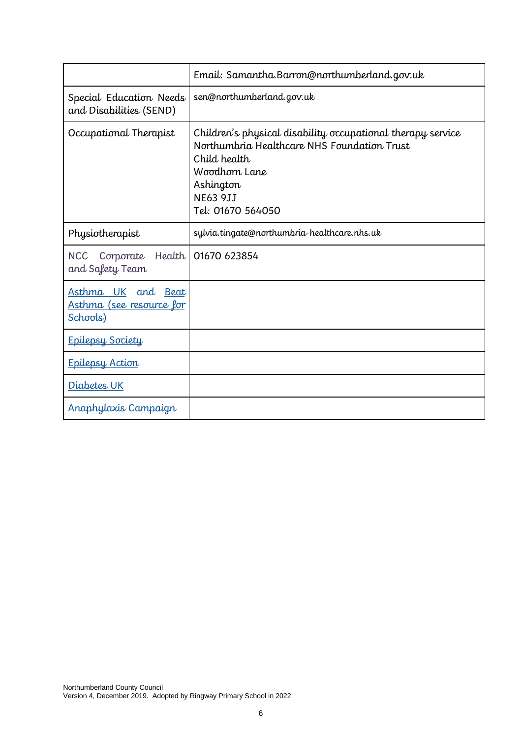| | |
|---|---|
| | Email: Samantha.Barron@northumberland.gov.uk |
| Special Education Needs and Disabilities (SEND) | sen@northumberland.gov.uk |
| Occupational Therapist | Children's physical disability occupational therapy service<br>Northumbria Healthcare NHS Foundation Trust<br>Child health<br>Woodhorn Lane<br>Ashington<br>NE63 9JJ<br>Tel: 01670 564050 |
| Physiotherapist | sylvia.tingate@northumbria-healthcare.nhs.uk |
| NCC Corporate Health and Safety Team | 01670 623854 |
| Asthma UK and Beat Asthma (see resource for Schools) | |
| Epilepsy Society | |
| Epilepsy Action | |
| Diabetes UK | |
| Anaphylaxis Campaign | |

Northumberland County Council
Version 4, December 2019. Adopted by Ringway Primary School in 2022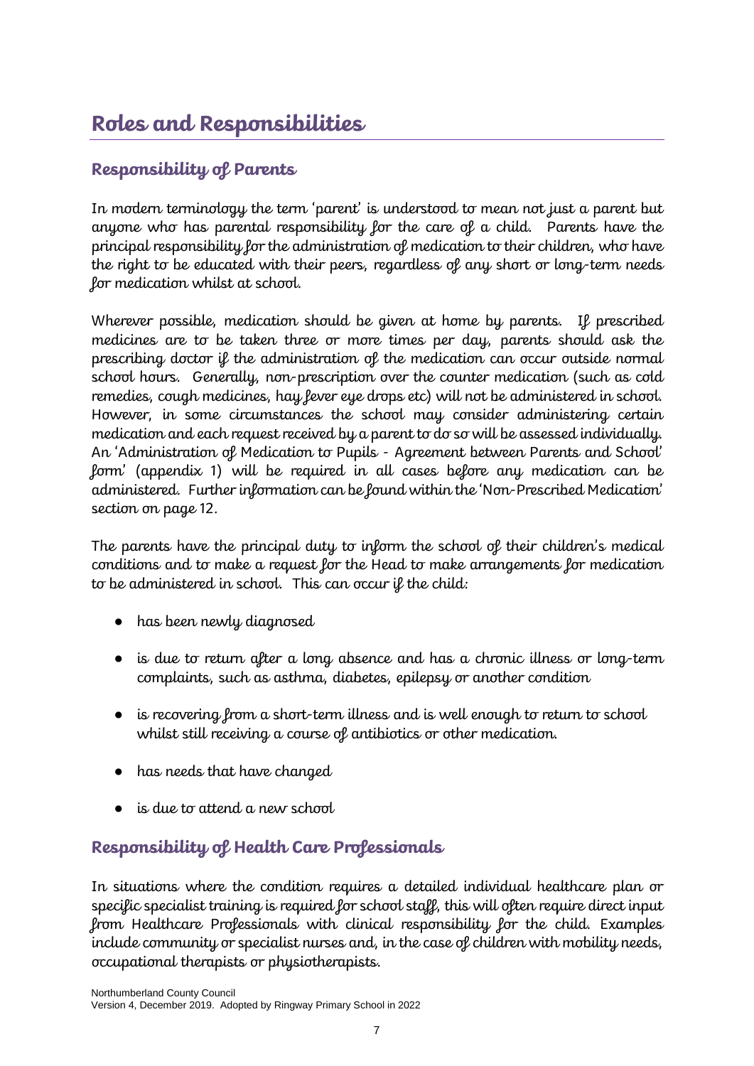# Roles and Responsibilities

## Responsibility of Parents

In modern terminology the term 'parent' is understood to mean not just a parent but anyone who has parental responsibility for the care of a child. Parents have the principal responsibility for the administration of medication to their children, who have the right to be educated with their peers, regardless of any short or long-term needs for medication whilst at school.

Wherever possible, medication should be given at home by parents. If prescribed medicines are to be taken three or more times per day, parents should ask the prescribing doctor if the administration of the medication can occur outside normal school hours. Generally, non-prescription over the counter medication (such as cold remedies, cough medicines, hay fever eye drops etc) will not be administered in school. However, in some circumstances the school may consider administering certain medication and each request received by a parent to do so will be assessed individually. An 'Administration of Medication to Pupils - Agreement between Parents and School' form' (appendix 1) will be required in all cases before any medication can be administered. Further information can be found within the 'Non-Prescribed Medication' section on page 12.

The parents have the principal duty to inform the school of their children's medical conditions and to make a request for the Head to make arrangements for medication to be administered in school. This can occur if the child:

- has been newly diagnosed
- is due to return after a long absence and has a chronic illness or long-term complaints, such as asthma, diabetes, epilepsy or another condition
- is recovering from a short-term illness and is well enough to return to school whilst still receiving a course of antibiotics or other medication.
- has needs that have changed
- is due to attend a new school

## Responsibility of Health Care Professionals

In situations where the condition requires a detailed individual healthcare plan or specific specialist training is required for school staff, this will often require direct input from Healthcare Professionals with clinical responsibility for the child. Examples include community or specialist nurses and, in the case of children with mobility needs, occupational therapists or physiotherapists.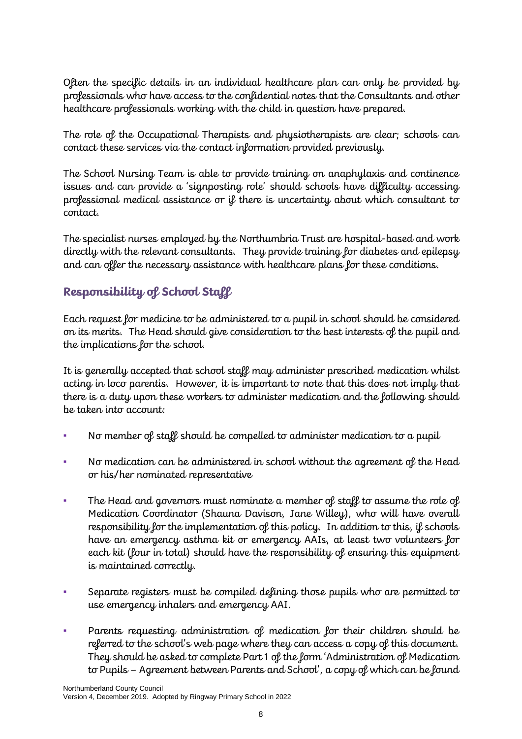Often the specific details in an individual healthcare plan can only be provided by professionals who have access to the confidential notes that the Consultants and other healthcare professionals working with the child in question have prepared.

The role of the Occupational Therapists and physiotherapists are clear; schools can contact these services via the contact information provided previously.

The School Nursing Team is able to provide training on anaphylaxis and continence issues and can provide a 'signposting role' should schools have difficulty accessing professional medical assistance or if there is uncertainty about which consultant to contact.

The specialist nurses employed by the Northumbria Trust are hospital-based and work directly with the relevant consultants. They provide training for diabetes and epilepsy and can offer the necessary assistance with healthcare plans for these conditions.

## Responsibility of School Staff

Each request for medicine to be administered to a pupil in school should be considered on its merits. The Head should give consideration to the best interests of the pupil and the implications for the school.

It is generally accepted that school staff may administer prescribed medication whilst acting in loco parentis. However, it is important to note that this does not imply that there is a duty upon these workers to administer medication and the following should be taken into account:

- No member of staff should be compelled to administer medication to a pupil
- No medication can be administered in school without the agreement of the Head or his/her nominated representative
- The Head and governors must nominate a member of staff to assume the role of Medication Coordinator (Shauna Davison, Jane Willey), who will have overall responsibility for the implementation of this policy. In addition to this, if schools have an emergency asthma kit or emergency AAIs, at least two volunteers for each kit (four in total) should have the responsibility of ensuring this equipment is maintained correctly.
- Separate registers must be compiled defining those pupils who are permitted to use emergency inhalers and emergency AAI.
- Parents requesting administration of medication for their children should be referred to the school's web page where they can access a copy of this document. They should be asked to complete Part 1 of the form 'Administration of Medication to Pupils – Agreement between Parents and School', a copy of which can be found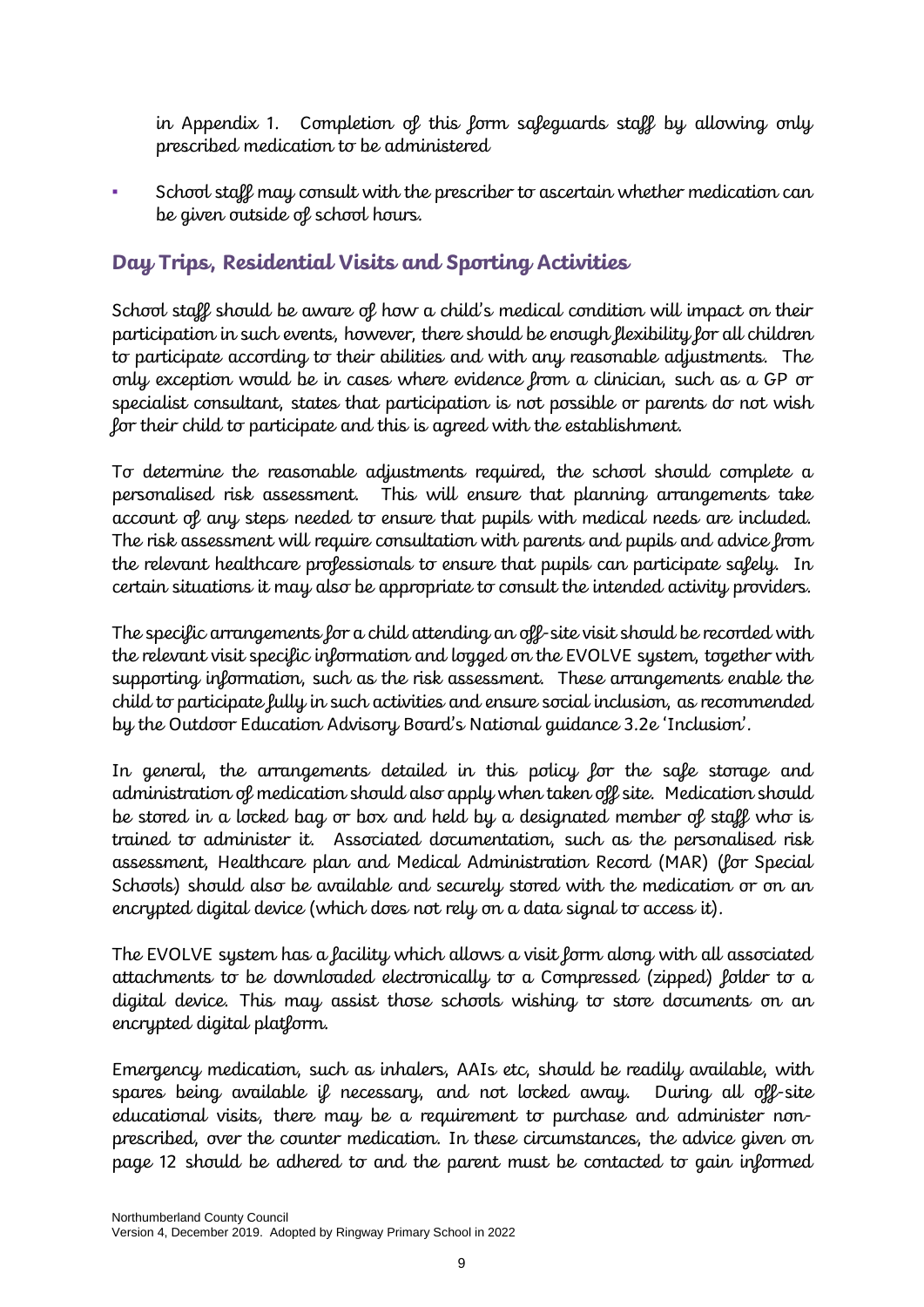in Appendix 1. Completion of this form safeguards staff by allowing only prescribed medication to be administered

- School staff may consult with the prescriber to ascertain whether medication can be given outside of school hours.

## Day Trips, Residential Visits and Sporting Activities

School staff should be aware of how a child's medical condition will impact on their participation in such events, however, there should be enough flexibility for all children to participate according to their abilities and with any reasonable adjustments. The only exception would be in cases where evidence from a clinician, such as a GP or specialist consultant, states that participation is not possible or parents do not wish for their child to participate and this is agreed with the establishment.

To determine the reasonable adjustments required, the school should complete a personalised risk assessment. This will ensure that planning arrangements take account of any steps needed to ensure that pupils with medical needs are included. The risk assessment will require consultation with parents and pupils and advice from the relevant healthcare professionals to ensure that pupils can participate safely. In certain situations it may also be appropriate to consult the intended activity providers.

The specific arrangements for a child attending an off-site visit should be recorded with the relevant visit specific information and logged on the EVOLVE system, together with supporting information, such as the risk assessment. These arrangements enable the child to participate fully in such activities and ensure social inclusion, as recommended by the Outdoor Education Advisory Board's National guidance 3.2e 'Inclusion'.

In general, the arrangements detailed in this policy for the safe storage and administration of medication should also apply when taken off site. Medication should be stored in a locked bag or box and held by a designated member of staff who is trained to administer it. Associated documentation, such as the personalised risk assessment, Healthcare plan and Medical Administration Record (MAR) (for Special Schools) should also be available and securely stored with the medication or on an encrypted digital device (which does not rely on a data signal to access it).

The EVOLVE system has a facility which allows a visit form along with all associated attachments to be downloaded electronically to a Compressed (zipped) folder to a digital device. This may assist those schools wishing to store documents on an encrypted digital platform.

Emergency medication, such as inhalers, AAIs etc, should be readily available, with spares being available if necessary, and not locked away. During all off-site educational visits, there may be a requirement to purchase and administer non-prescribed, over the counter medication. In these circumstances, the advice given on page 12 should be adhered to and the parent must be contacted to gain informed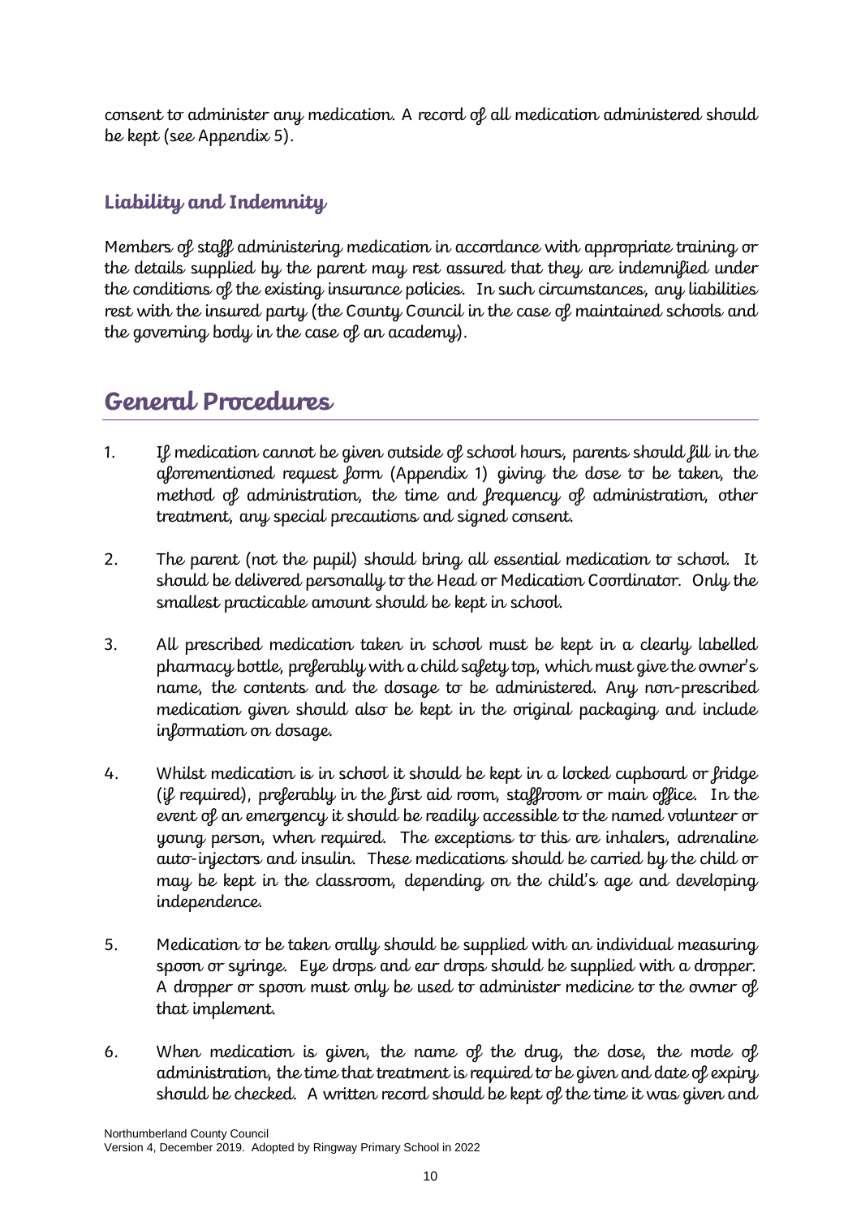consent to administer any medication. A record of all medication administered should be kept (see Appendix 5).

### Liability and Indemnity

Members of staff administering medication in accordance with appropriate training or the details supplied by the parent may rest assured that they are indemnified under the conditions of the existing insurance policies. In such circumstances, any liabilities rest with the insured party (the County Council in the case of maintained schools and the governing body in the case of an academy).

## General Procedures

1. If medication cannot be given outside of school hours, parents should fill in the aforementioned request form (Appendix 1) giving the dose to be taken, the method of administration, the time and frequency of administration, other treatment, any special precautions and signed consent.

2. The parent (not the pupil) should bring all essential medication to school. It should be delivered personally to the Head or Medication Coordinator. Only the smallest practicable amount should be kept in school.

3. All prescribed medication taken in school must be kept in a clearly labelled pharmacy bottle, preferably with a child safety top, which must give the owner's name, the contents and the dosage to be administered. Any non-prescribed medication given should also be kept in the original packaging and include information on dosage.

4. Whilst medication is in school it should be kept in a locked cupboard or fridge (if required), preferably in the first aid room, staffroom or main office. In the event of an emergency it should be readily accessible to the named volunteer or young person, when required. The exceptions to this are inhalers, adrenaline auto-injectors and insulin. These medications should be carried by the child or may be kept in the classroom, depending on the child's age and developing independence.

5. Medication to be taken orally should be supplied with an individual measuring spoon or syringe. Eye drops and ear drops should be supplied with a dropper. A dropper or spoon must only be used to administer medicine to the owner of that implement.

6. When medication is given, the name of the drug, the dose, the mode of administration, the time that treatment is required to be given and date of expiry should be checked. A written record should be kept of the time it was given and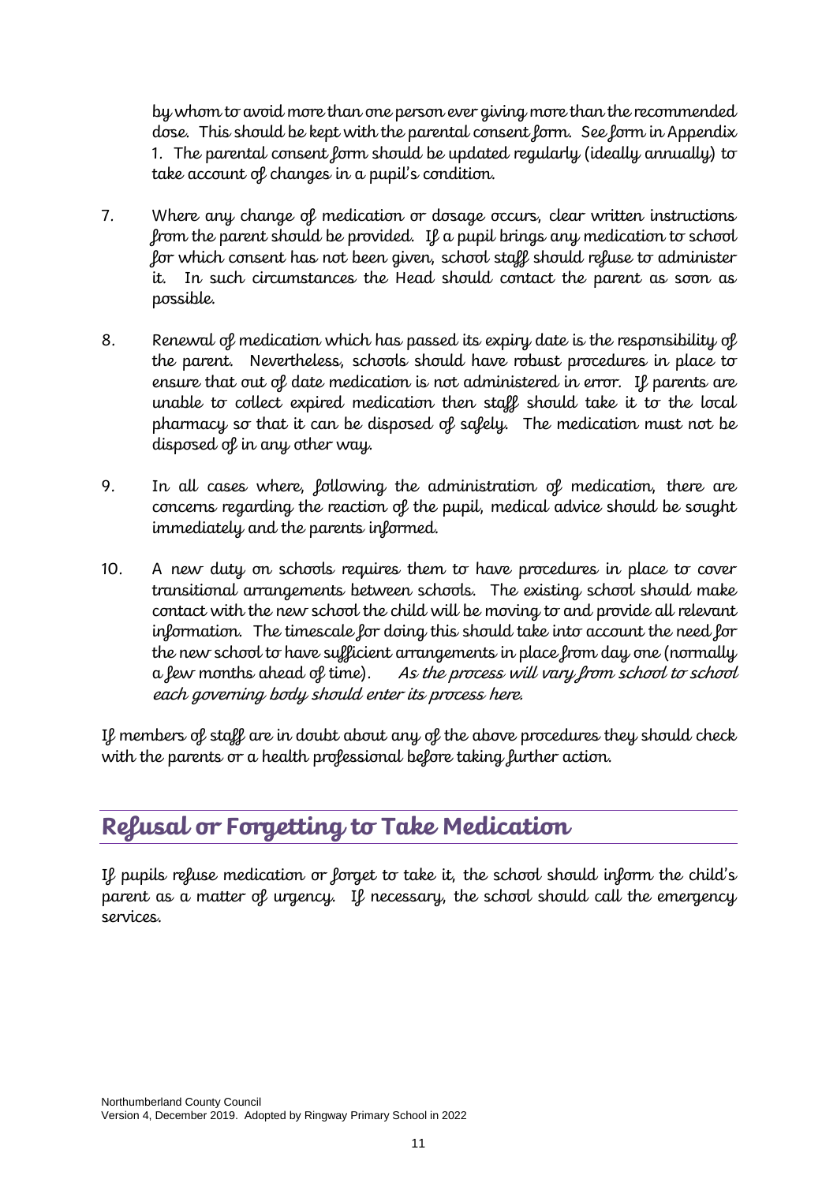by whom to avoid more than one person ever giving more than the recommended dose. This should be kept with the parental consent form. See form in Appendix 1. The parental consent form should be updated regularly (ideally annually) to take account of changes in a pupil's condition.

7. Where any change of medication or dosage occurs, clear written instructions from the parent should be provided. If a pupil brings any medication to school for which consent has not been given, school staff should refuse to administer it. In such circumstances the Head should contact the parent as soon as possible.

8. Renewal of medication which has passed its expiry date is the responsibility of the parent. Nevertheless, schools should have robust procedures in place to ensure that out of date medication is not administered in error. If parents are unable to collect expired medication then staff should take it to the local pharmacy so that it can be disposed of safely. The medication must not be disposed of in any other way.

9. In all cases where, following the administration of medication, there are concerns regarding the reaction of the pupil, medical advice should be sought immediately and the parents informed.

10. A new duty on schools requires them to have procedures in place to cover transitional arrangements between schools. The existing school should make contact with the new school the child will be moving to and provide all relevant information. The timescale for doing this should take into account the need for the new school to have sufficient arrangements in place from day one (normally a few months ahead of time). *As the process will vary from school to school each governing body should enter its process here.*

If members of staff are in doubt about any of the above procedures they should check with the parents or a health professional before taking further action.

## Refusal or Forgetting to Take Medication

If pupils refuse medication or forget to take it, the school should inform the child's parent as a matter of urgency. If necessary, the school should call the emergency services.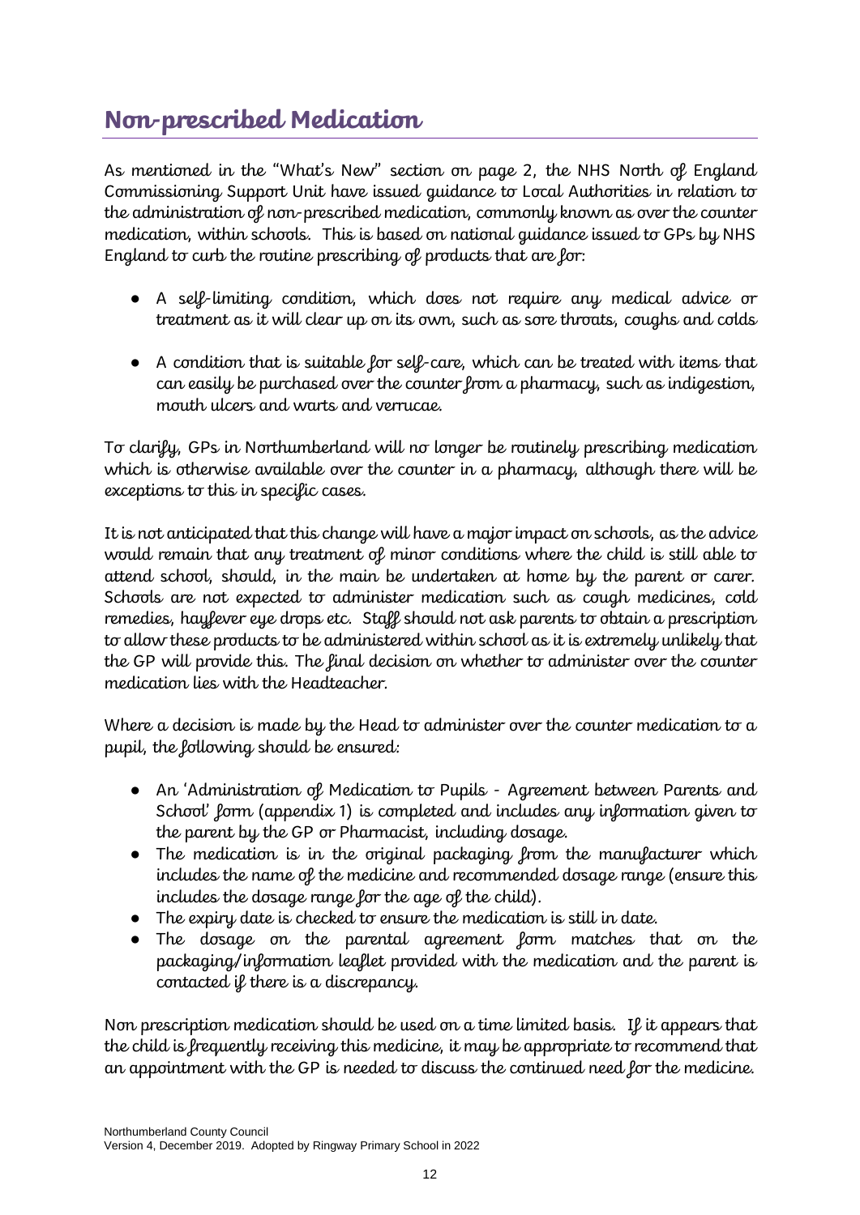## Non-prescribed Medication

As mentioned in the "What's New" section on page 2, the NHS North of England Commissioning Support Unit have issued guidance to Local Authorities in relation to the administration of non-prescribed medication, commonly known as over the counter medication, within schools. This is based on national guidance issued to GPs by NHS England to curb the routine prescribing of products that are for:

- A self-limiting condition, which does not require any medical advice or treatment as it will clear up on its own, such as sore throats, coughs and colds
- A condition that is suitable for self-care, which can be treated with items that can easily be purchased over the counter from a pharmacy, such as indigestion, mouth ulcers and warts and verrucae.

To clarify, GPs in Northumberland will no longer be routinely prescribing medication which is otherwise available over the counter in a pharmacy, although there will be exceptions to this in specific cases.

It is not anticipated that this change will have a major impact on schools, as the advice would remain that any treatment of minor conditions where the child is still able to attend school, should, in the main be undertaken at home by the parent or carer. Schools are not expected to administer medication such as cough medicines, cold remedies, hayfever eye drops etc. Staff should not ask parents to obtain a prescription to allow these products to be administered within school as it is extremely unlikely that the GP will provide this. The final decision on whether to administer over the counter medication lies with the Headteacher.

Where a decision is made by the Head to administer over the counter medication to a pupil, the following should be ensured:

- An 'Administration of Medication to Pupils - Agreement between Parents and School' form (appendix 1) is completed and includes any information given to the parent by the GP or Pharmacist, including dosage.
- The medication is in the original packaging from the manufacturer which includes the name of the medicine and recommended dosage range (ensure this includes the dosage range for the age of the child).
- The expiry date is checked to ensure the medication is still in date.
- The dosage on the parental agreement form matches that on the packaging/information leaflet provided with the medication and the parent is contacted if there is a discrepancy.

Non prescription medication should be used on a time limited basis. If it appears that the child is frequently receiving this medicine, it may be appropriate to recommend that an appointment with the GP is needed to discuss the continued need for the medicine.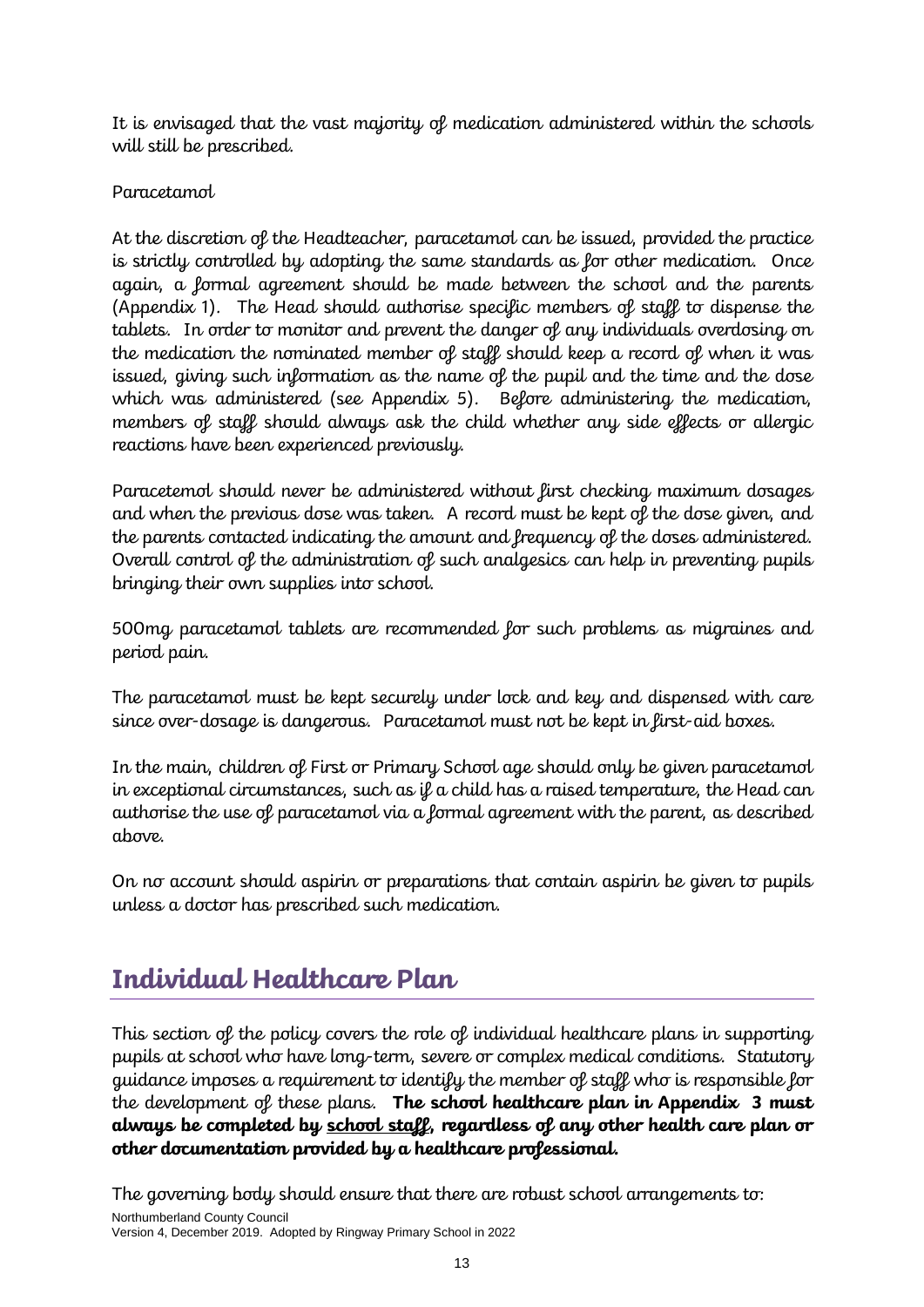It is envisaged that the vast majority of medication administered within the schools will still be prescribed.

Paracetamol

At the discretion of the Headteacher, paracetamol can be issued, provided the practice is strictly controlled by adopting the same standards as for other medication. Once again, a formal agreement should be made between the school and the parents (Appendix 1). The Head should authorise specific members of staff to dispense the tablets. In order to monitor and prevent the danger of any individuals overdosing on the medication the nominated member of staff should keep a record of when it was issued, giving such information as the name of the pupil and the time and the dose which was administered (see Appendix 5). Before administering the medication, members of staff should always ask the child whether any side effects or allergic reactions have been experienced previously.

Paracetemol should never be administered without first checking maximum dosages and when the previous dose was taken. A record must be kept of the dose given, and the parents contacted indicating the amount and frequency of the doses administered. Overall control of the administration of such analgesics can help in preventing pupils bringing their own supplies into school.

500mg paracetamol tablets are recommended for such problems as migraines and period pain.

The paracetamol must be kept securely under lock and key and dispensed with care since over-dosage is dangerous. Paracetamol must not be kept in first-aid boxes.

In the main, children of First or Primary School age should only be given paracetamol in exceptional circumstances, such as if a child has a raised temperature, the Head can authorise the use of paracetamol via a formal agreement with the parent, as described above.

On no account should aspirin or preparations that contain aspirin be given to pupils unless a doctor has prescribed such medication.

## Individual Healthcare Plan

This section of the policy covers the role of individual healthcare plans in supporting pupils at school who have long-term, severe or complex medical conditions. Statutory guidance imposes a requirement to identify the member of staff who is responsible for the development of these plans. **The school healthcare plan in Appendix 3 must always be completed by <u>school staff</u>, regardless of any other health care plan or other documentation provided by a healthcare professional.**

The governing body should ensure that there are robust school arrangements to: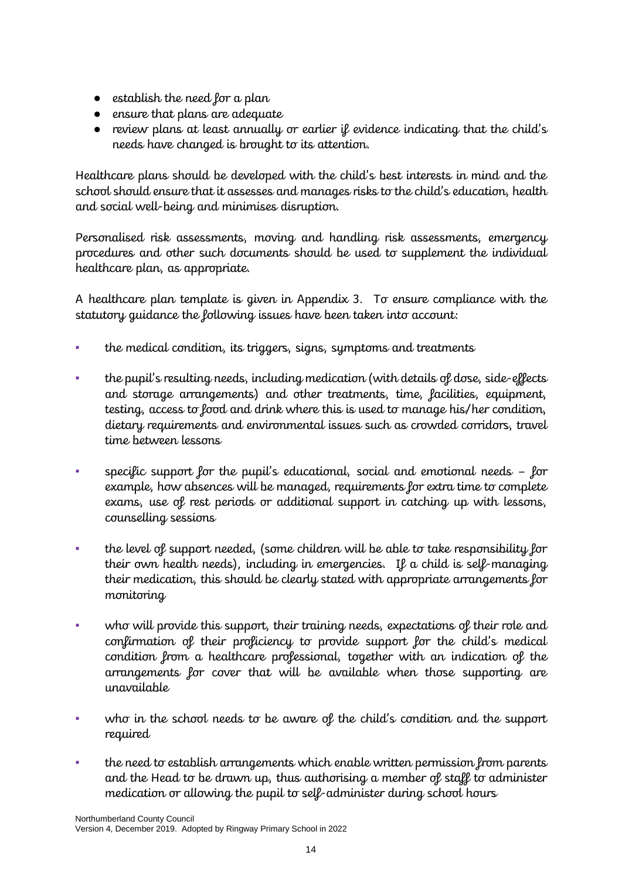- establish the need for a plan
- ensure that plans are adequate
- review plans at least annually or earlier if evidence indicating that the child's needs have changed is brought to its attention.

Healthcare plans should be developed with the child's best interests in mind and the school should ensure that it assesses and manages risks to the child's education, health and social well-being and minimises disruption.

Personalised risk assessments, moving and handling risk assessments, emergency procedures and other such documents should be used to supplement the individual healthcare plan, as appropriate.

A healthcare plan template is given in Appendix 3. To ensure compliance with the statutory guidance the following issues have been taken into account:

- the medical condition, its triggers, signs, symptoms and treatments
- the pupil's resulting needs, including medication (with details of dose, side-effects and storage arrangements) and other treatments, time, facilities, equipment, testing, access to food and drink where this is used to manage his/her condition, dietary requirements and environmental issues such as crowded corridors, travel time between lessons
- specific support for the pupil's educational, social and emotional needs – for example, how absences will be managed, requirements for extra time to complete exams, use of rest periods or additional support in catching up with lessons, counselling sessions
- the level of support needed, (some children will be able to take responsibility for their own health needs), including in emergencies. If a child is self-managing their medication, this should be clearly stated with appropriate arrangements for monitoring
- who will provide this support, their training needs, expectations of their role and confirmation of their proficiency to provide support for the child's medical condition from a healthcare professional, together with an indication of the arrangements for cover that will be available when those supporting are unavailable
- who in the school needs to be aware of the child's condition and the support required
- the need to establish arrangements which enable written permission from parents and the Head to be drawn up, thus authorising a member of staff to administer medication or allowing the pupil to self-administer during school hours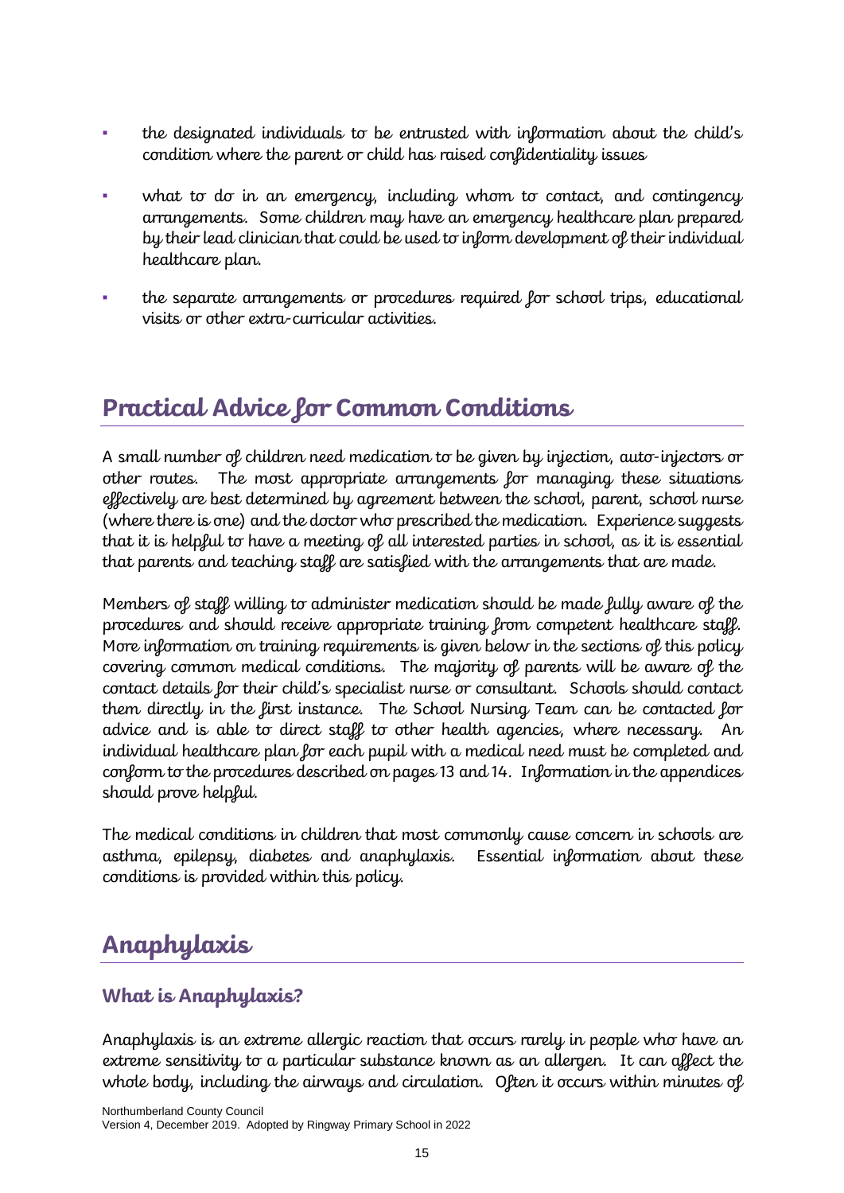- the designated individuals to be entrusted with information about the child's condition where the parent or child has raised confidentiality issues
- what to do in an emergency, including whom to contact, and contingency arrangements. Some children may have an emergency healthcare plan prepared by their lead clinician that could be used to inform development of their individual healthcare plan.
- the separate arrangements or procedures required for school trips, educational visits or other extra-curricular activities.

## Practical Advice for Common Conditions

A small number of children need medication to be given by injection, auto-injectors or other routes. The most appropriate arrangements for managing these situations effectively are best determined by agreement between the school, parent, school nurse (where there is one) and the doctor who prescribed the medication. Experience suggests that it is helpful to have a meeting of all interested parties in school, as it is essential that parents and teaching staff are satisfied with the arrangements that are made.

Members of staff willing to administer medication should be made fully aware of the procedures and should receive appropriate training from competent healthcare staff. More information on training requirements is given below in the sections of this policy covering common medical conditions. The majority of parents will be aware of the contact details for their child's specialist nurse or consultant. Schools should contact them directly in the first instance. The School Nursing Team can be contacted for advice and is able to direct staff to other health agencies, where necessary. An individual healthcare plan for each pupil with a medical need must be completed and conform to the procedures described on pages 13 and 14. Information in the appendices should prove helpful.

The medical conditions in children that most commonly cause concern in schools are asthma, epilepsy, diabetes and anaphylaxis. Essential information about these conditions is provided within this policy.

## Anaphylaxis

### What is Anaphylaxis?

Anaphylaxis is an extreme allergic reaction that occurs rarely in people who have an extreme sensitivity to a particular substance known as an allergen. It can affect the whole body, including the airways and circulation. Often it occurs within minutes of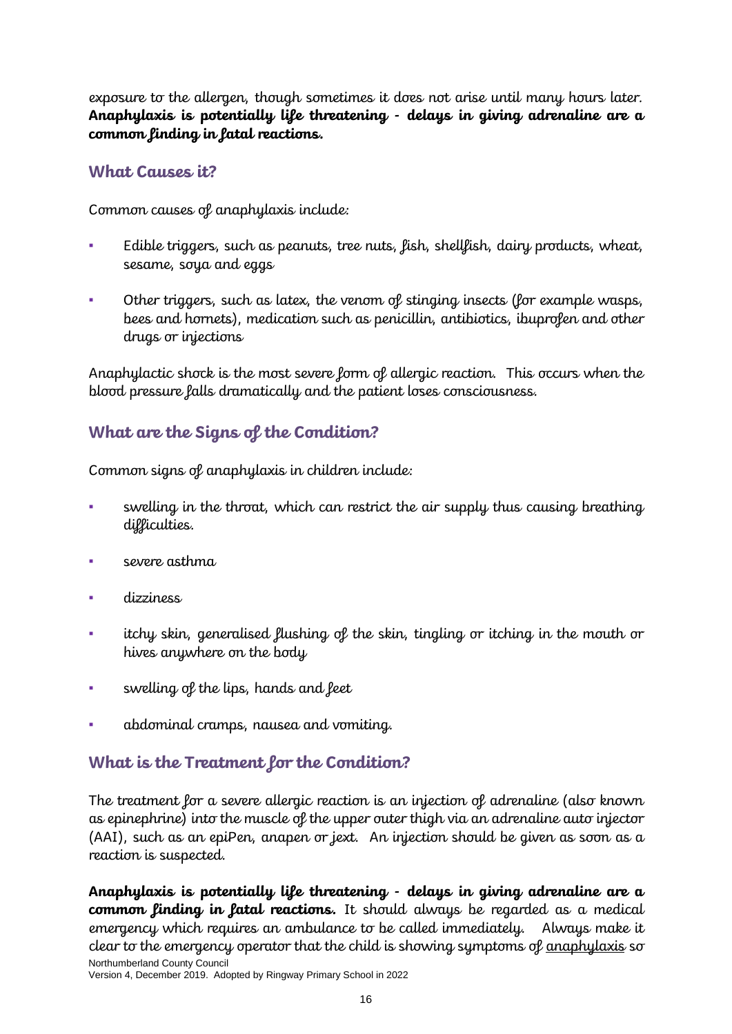exposure to the allergen, though sometimes it does not arise until many hours later. **Anaphylaxis is potentially life threatening - delays in giving adrenaline are a common finding in fatal reactions.**

## What Causes it?

Common causes of anaphylaxis include:

- Edible triggers, such as peanuts, tree nuts, fish, shellfish, dairy products, wheat, sesame, soya and eggs
- Other triggers, such as latex, the venom of stinging insects (for example wasps, bees and hornets), medication such as penicillin, antibiotics, ibuprofen and other drugs or injections

Anaphylactic shock is the most severe form of allergic reaction. This occurs when the blood pressure falls dramatically and the patient loses consciousness.

## What are the Signs of the Condition?

Common signs of anaphylaxis in children include:

- swelling in the throat, which can restrict the air supply thus causing breathing difficulties.
- severe asthma
- dizziness
- itchy skin, generalised flushing of the skin, tingling or itching in the mouth or hives anywhere on the body
- swelling of the lips, hands and feet
- abdominal cramps, nausea and vomiting.

## What is the Treatment for the Condition?

The treatment for a severe allergic reaction is an injection of adrenaline (also known as epinephrine) into the muscle of the upper outer thigh via an adrenaline auto injector (AAI), such as an epiPen, anapen or jext. An injection should be given as soon as a reaction is suspected.

**Anaphylaxis is potentially life threatening - delays in giving adrenaline are a common finding in fatal reactions.** It should always be regarded as a medical emergency which requires an ambulance to be called immediately. Always make it clear to the emergency operator that the child is showing symptoms of anaphylaxis so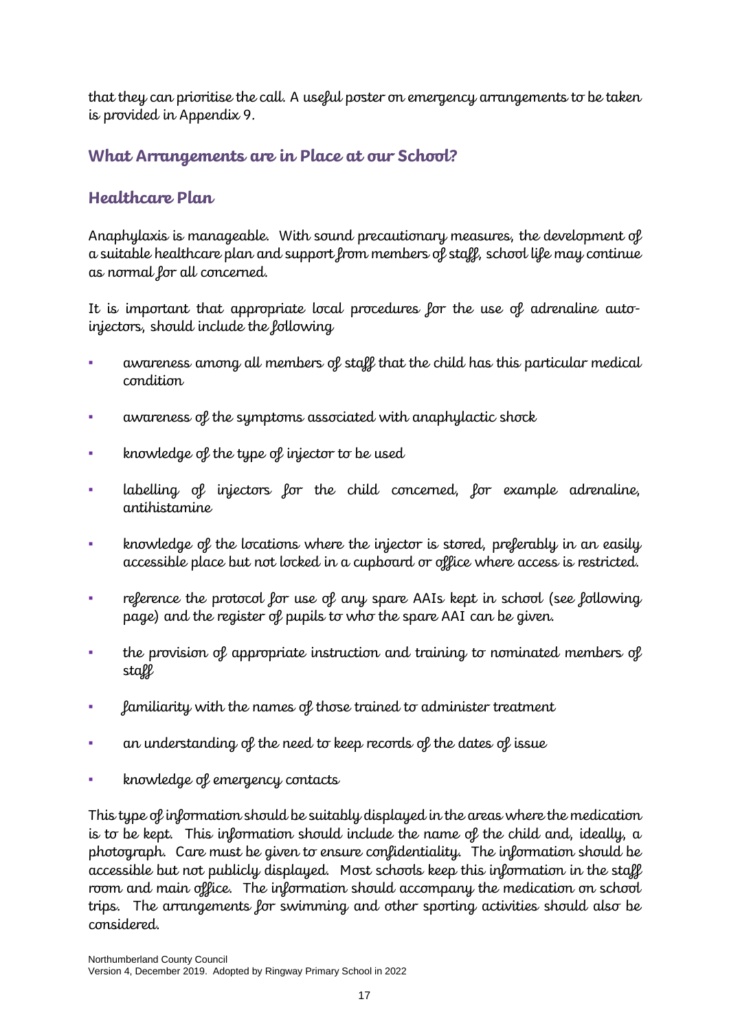that they can prioritise the call. A useful poster on emergency arrangements to be taken is provided in Appendix 9.

## What Arrangements are in Place at our School?

### Healthcare Plan

Anaphylaxis is manageable. With sound precautionary measures, the development of a suitable healthcare plan and support from members of staff, school life may continue as normal for all concerned.

It is important that appropriate local procedures for the use of adrenaline auto-injectors, should include the following

- awareness among all members of staff that the child has this particular medical condition
- awareness of the symptoms associated with anaphylactic shock
- knowledge of the type of injector to be used
- labelling of injectors for the child concerned, for example adrenaline, antihistamine
- knowledge of the locations where the injector is stored, preferably in an easily accessible place but not locked in a cupboard or office where access is restricted.
- reference the protocol for use of any spare AAIs kept in school (see following page) and the register of pupils to who the spare AAI can be given.
- the provision of appropriate instruction and training to nominated members of staff
- familiarity with the names of those trained to administer treatment
- an understanding of the need to keep records of the dates of issue
- knowledge of emergency contacts

This type of information should be suitably displayed in the areas where the medication is to be kept. This information should include the name of the child and, ideally, a photograph. Care must be given to ensure confidentiality. The information should be accessible but not publicly displayed. Most schools keep this information in the staff room and main office. The information should accompany the medication on school trips. The arrangements for swimming and other sporting activities should also be considered.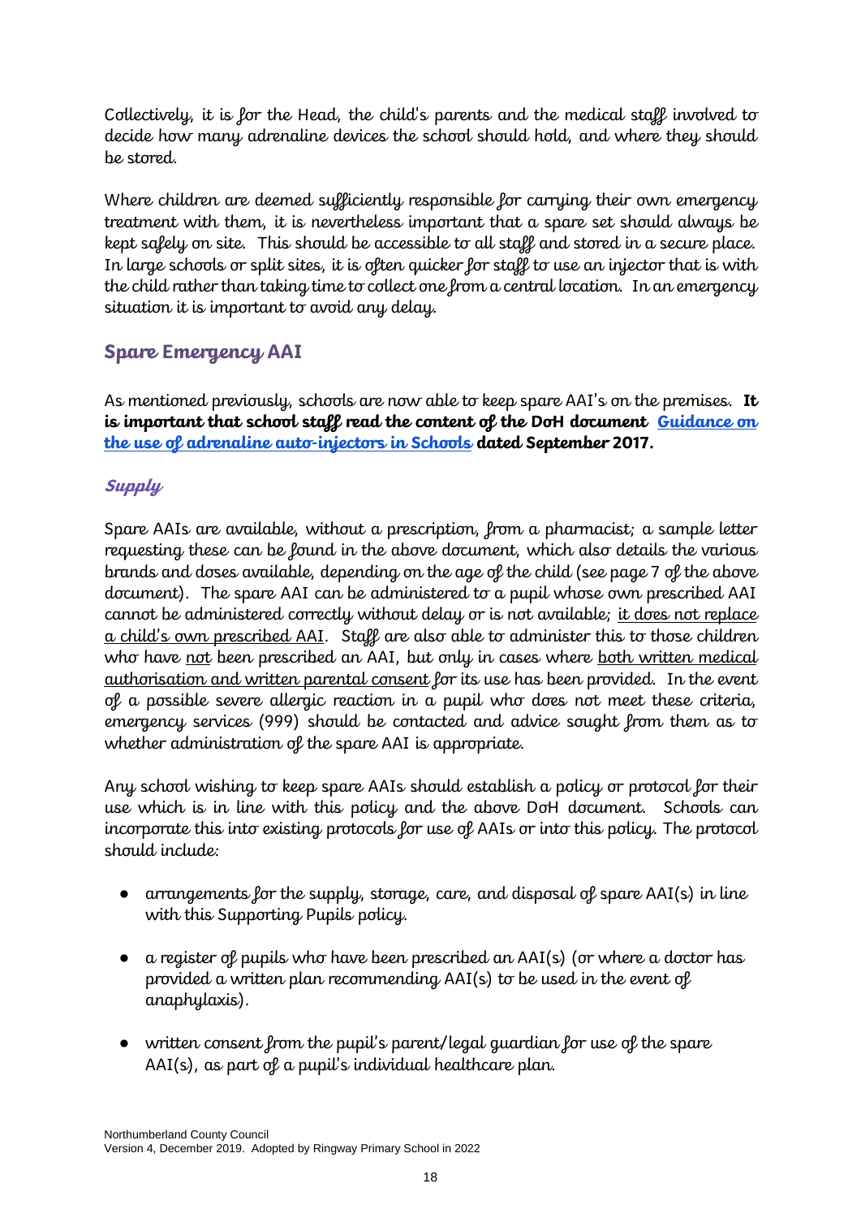Collectively, it is for the Head, the child's parents and the medical staff involved to decide how many adrenaline devices the school should hold, and where they should be stored.

Where children are deemed sufficiently responsible for carrying their own emergency treatment with them, it is nevertheless important that a spare set should always be kept safely on site. This should be accessible to all staff and stored in a secure place. In large schools or split sites, it is often quicker for staff to use an injector that is with the child rather than taking time to collect one from a central location. In an emergency situation it is important to avoid any delay.

## Spare Emergency AAI

As mentioned previously, schools are now able to keep spare AAI's on the premises. **It is important that school staff read the content of the DoH document [Guidance on the use of adrenaline auto-injectors in Schools] dated September 2017.**

### *Supply*

Spare AAIs are available, without a prescription, from a pharmacist; a sample letter requesting these can be found in the above document, which also details the various brands and doses available, depending on the age of the child (see page 7 of the above document). The spare AAI can be administered to a pupil whose own prescribed AAI cannot be administered correctly without delay or is not available; it does not replace a child's own prescribed AAI. Staff are also able to administer this to those children who have not been prescribed an AAI, but only in cases where both written medical authorisation and written parental consent for its use has been provided. In the event of a possible severe allergic reaction in a pupil who does not meet these criteria, emergency services (999) should be contacted and advice sought from them as to whether administration of the spare AAI is appropriate.

Any school wishing to keep spare AAIs should establish a policy or protocol for their use which is in line with this policy and the above DoH document. Schools can incorporate this into existing protocols for use of AAIs or into this policy. The protocol should include:

- arrangements for the supply, storage, care, and disposal of spare AAI(s) in line with this Supporting Pupils policy.
- a register of pupils who have been prescribed an AAI(s) (or where a doctor has provided a written plan recommending AAI(s) to be used in the event of anaphylaxis).
- written consent from the pupil's parent/legal guardian for use of the spare AAI(s), as part of a pupil's individual healthcare plan.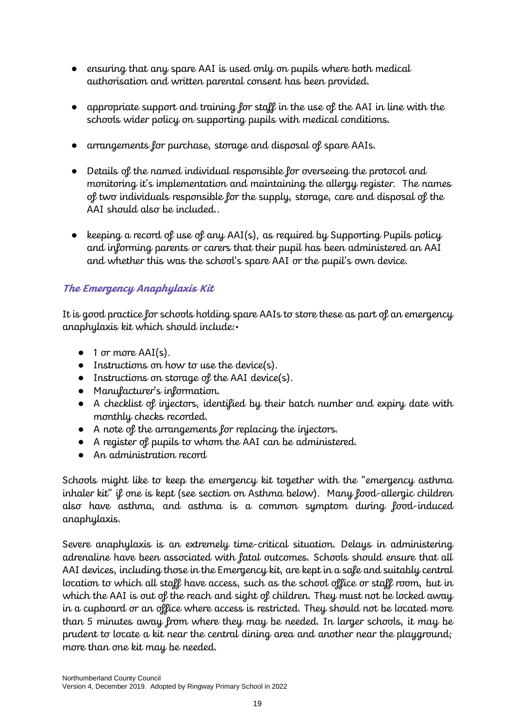- ensuring that any spare AAI is used only on pupils where both medical authorisation and written parental consent has been provided.

- appropriate support and training for staff in the use of the AAI in line with the schools wider policy on supporting pupils with medical conditions.

- arrangements for purchase, storage and disposal of spare AAIs.

- Details of the named individual responsible for overseeing the protocol and monitoring it's implementation and maintaining the allergy register. The names of two individuals responsible for the supply, storage, care and disposal of the AAI should also be included..

- keeping a record of use of any AAI(s), as required by Supporting Pupils policy and informing parents or carers that their pupil has been administered an AAI and whether this was the school's spare AAI or the pupil's own device.

### *The Emergency Anaphylaxis Kit*

It is good practice for schools holding spare AAIs to store these as part of an emergency anaphylaxis kit which should include:•

- 1 or more AAI(s).
- Instructions on how to use the device(s).
- Instructions on storage of the AAI device(s).
- Manufacturer's information.
- A checklist of injectors, identified by their batch number and expiry date with monthly checks recorded.
- A note of the arrangements for replacing the injectors.
- A register of pupils to whom the AAI can be administered.
- An administration record

Schools might like to keep the emergency kit together with the "emergency asthma inhaler kit" if one is kept (see section on Asthma below). Many food-allergic children also have asthma, and asthma is a common symptom during food-induced anaphylaxis.

Severe anaphylaxis is an extremely time-critical situation. Delays in administering adrenaline have been associated with fatal outcomes. Schools should ensure that all AAI devices, including those in the Emergency kit, are kept in a safe and suitably central location to which all staff have access, such as the school office or staff room, but in which the AAI is out of the reach and sight of children. They must not be locked away in a cupboard or an office where access is restricted. They should not be located more than 5 minutes away from where they may be needed. In larger schools, it may be prudent to locate a kit near the central dining area and another near the playground; more than one kit may be needed.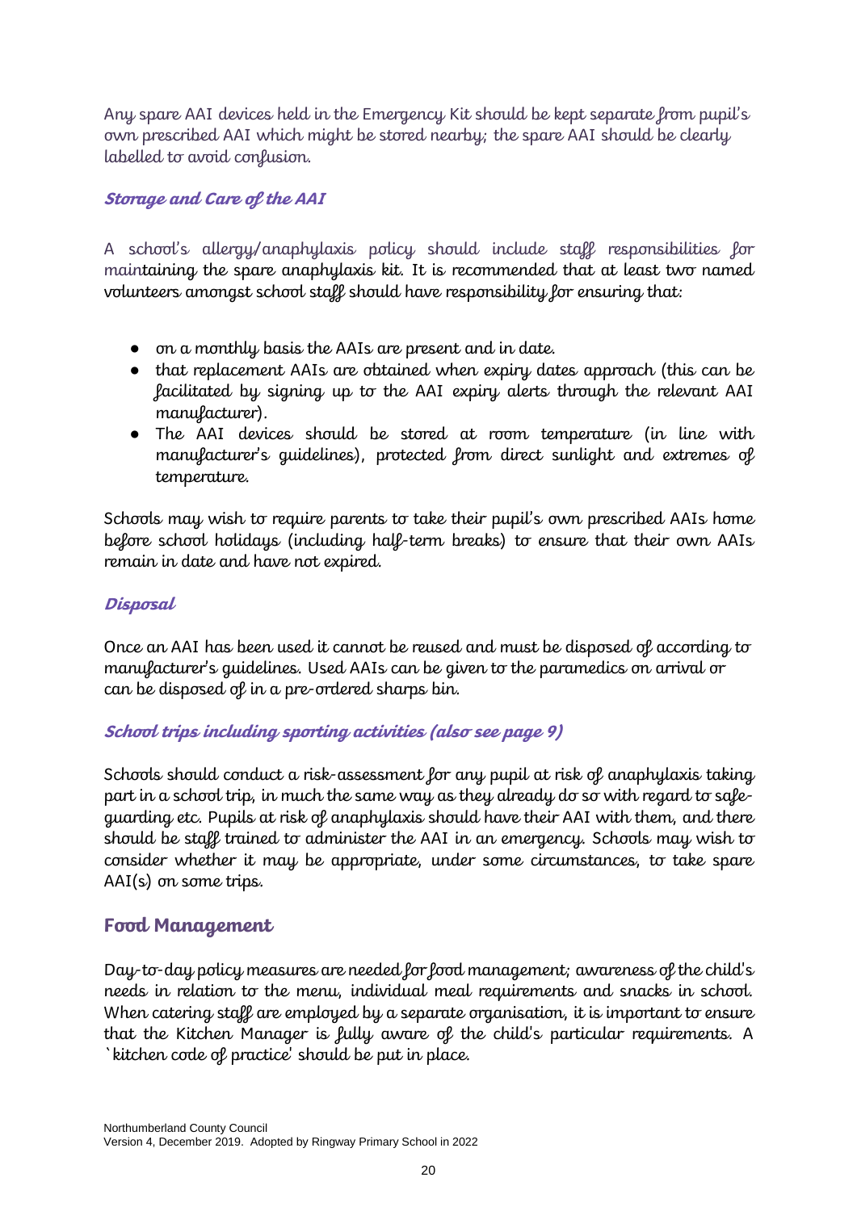Any spare AAI devices held in the Emergency Kit should be kept separate from pupil's own prescribed AAI which might be stored nearby; the spare AAI should be clearly labelled to avoid confusion.

### *Storage and Care of the AAI*

A school's allergy/anaphylaxis policy should include staff responsibilities for maintaining the spare anaphylaxis kit. It is recommended that at least two named volunteers amongst school staff should have responsibility for ensuring that:

- on a monthly basis the AAIs are present and in date.
- that replacement AAIs are obtained when expiry dates approach (this can be facilitated by signing up to the AAI expiry alerts through the relevant AAI manufacturer).
- The AAI devices should be stored at room temperature (in line with manufacturer's guidelines), protected from direct sunlight and extremes of temperature.

Schools may wish to require parents to take their pupil's own prescribed AAIs home before school holidays (including half-term breaks) to ensure that their own AAIs remain in date and have not expired.

### *Disposal*

Once an AAI has been used it cannot be reused and must be disposed of according to manufacturer's guidelines. Used AAIs can be given to the paramedics on arrival or can be disposed of in a pre-ordered sharps bin.

### *School trips including sporting activities (also see page 9)*

Schools should conduct a risk-assessment for any pupil at risk of anaphylaxis taking part in a school trip, in much the same way as they already do so with regard to safe-guarding etc. Pupils at risk of anaphylaxis should have their AAI with them, and there should be staff trained to administer the AAI in an emergency. Schools may wish to consider whether it may be appropriate, under some circumstances, to take spare AAI(s) on some trips.

## Food Management

Day-to-day policy measures are needed for food management; awareness of the child's needs in relation to the menu, individual meal requirements and snacks in school. When catering staff are employed by a separate organisation, it is important to ensure that the Kitchen Manager is fully aware of the child's particular requirements. A `kitchen code of practice' should be put in place.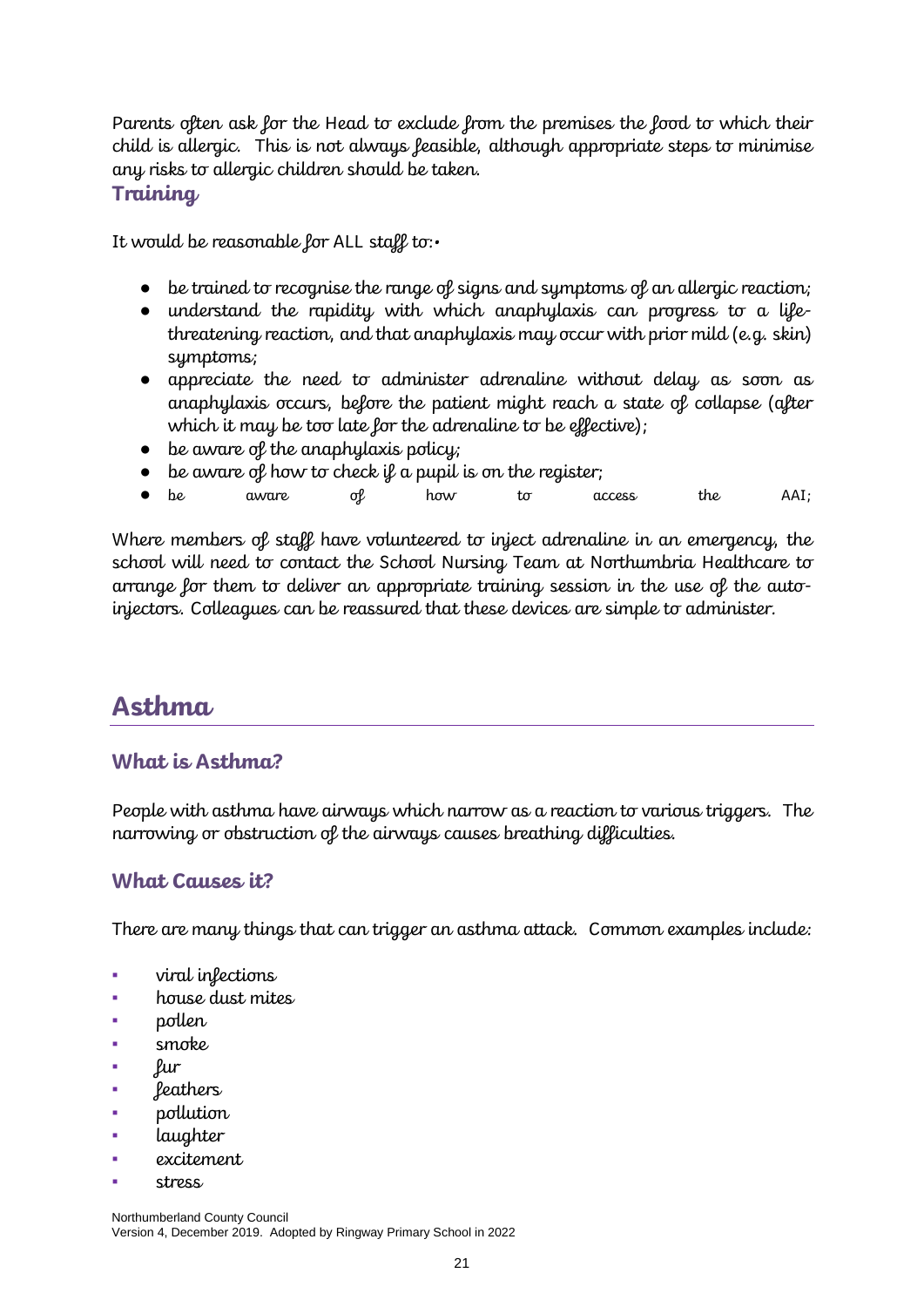Parents often ask for the Head to exclude from the premises the food to which their child is allergic. This is not always feasible, although appropriate steps to minimise any risks to allergic children should be taken.

### Training

It would be reasonable for ALL staff to:•

- be trained to recognise the range of signs and symptoms of an allergic reaction;
- understand the rapidity with which anaphylaxis can progress to a life-threatening reaction, and that anaphylaxis may occur with prior mild (e.g. skin) symptoms;
- appreciate the need to administer adrenaline without delay as soon as anaphylaxis occurs, before the patient might reach a state of collapse (after which it may be too late for the adrenaline to be effective);
- be aware of the anaphylaxis policy;
- be aware of how to check if a pupil is on the register;
- be aware of how to access the AAI;

Where members of staff have volunteered to inject adrenaline in an emergency, the school will need to contact the School Nursing Team at Northumbria Healthcare to arrange for them to deliver an appropriate training session in the use of the auto-injectors. Colleagues can be reassured that these devices are simple to administer.

## Asthma

### What is Asthma?

People with asthma have airways which narrow as a reaction to various triggers. The narrowing or obstruction of the airways causes breathing difficulties.

### What Causes it?

There are many things that can trigger an asthma attack. Common examples include:

- viral infections
- house dust mites
- pollen
- smoke
- fur
- feathers
- pollution
- laughter
- excitement
- stress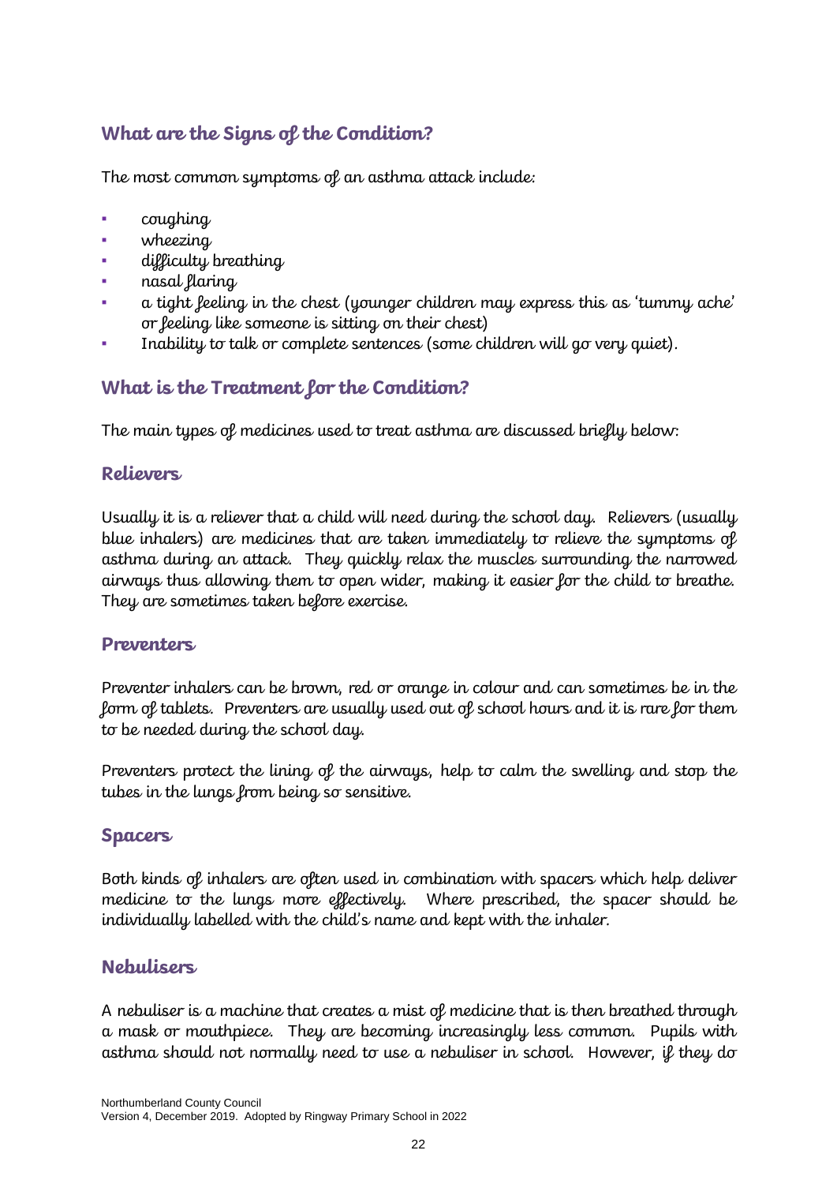## What are the Signs of the Condition?

The most common symptoms of an asthma attack include:

- coughing
- wheezing
- difficulty breathing
- nasal flaring
- a tight feeling in the chest (younger children may express this as 'tummy ache' or feeling like someone is sitting on their chest)
- Inability to talk or complete sentences (some children will go very quiet).

## What is the Treatment for the Condition?

The main types of medicines used to treat asthma are discussed briefly below:

### Relievers

Usually it is a reliever that a child will need during the school day. Relievers (usually blue inhalers) are medicines that are taken immediately to relieve the symptoms of asthma during an attack. They quickly relax the muscles surrounding the narrowed airways thus allowing them to open wider, making it easier for the child to breathe. They are sometimes taken before exercise.

### Preventers

Preventer inhalers can be brown, red or orange in colour and can sometimes be in the form of tablets. Preventers are usually used out of school hours and it is rare for them to be needed during the school day.

Preventers protect the lining of the airways, help to calm the swelling and stop the tubes in the lungs from being so sensitive.

### Spacers

Both kinds of inhalers are often used in combination with spacers which help deliver medicine to the lungs more effectively. Where prescribed, the spacer should be individually labelled with the child's name and kept with the inhaler.

### Nebulisers

A nebuliser is a machine that creates a mist of medicine that is then breathed through a mask or mouthpiece. They are becoming increasingly less common. Pupils with asthma should not normally need to use a nebuliser in school. However, if they do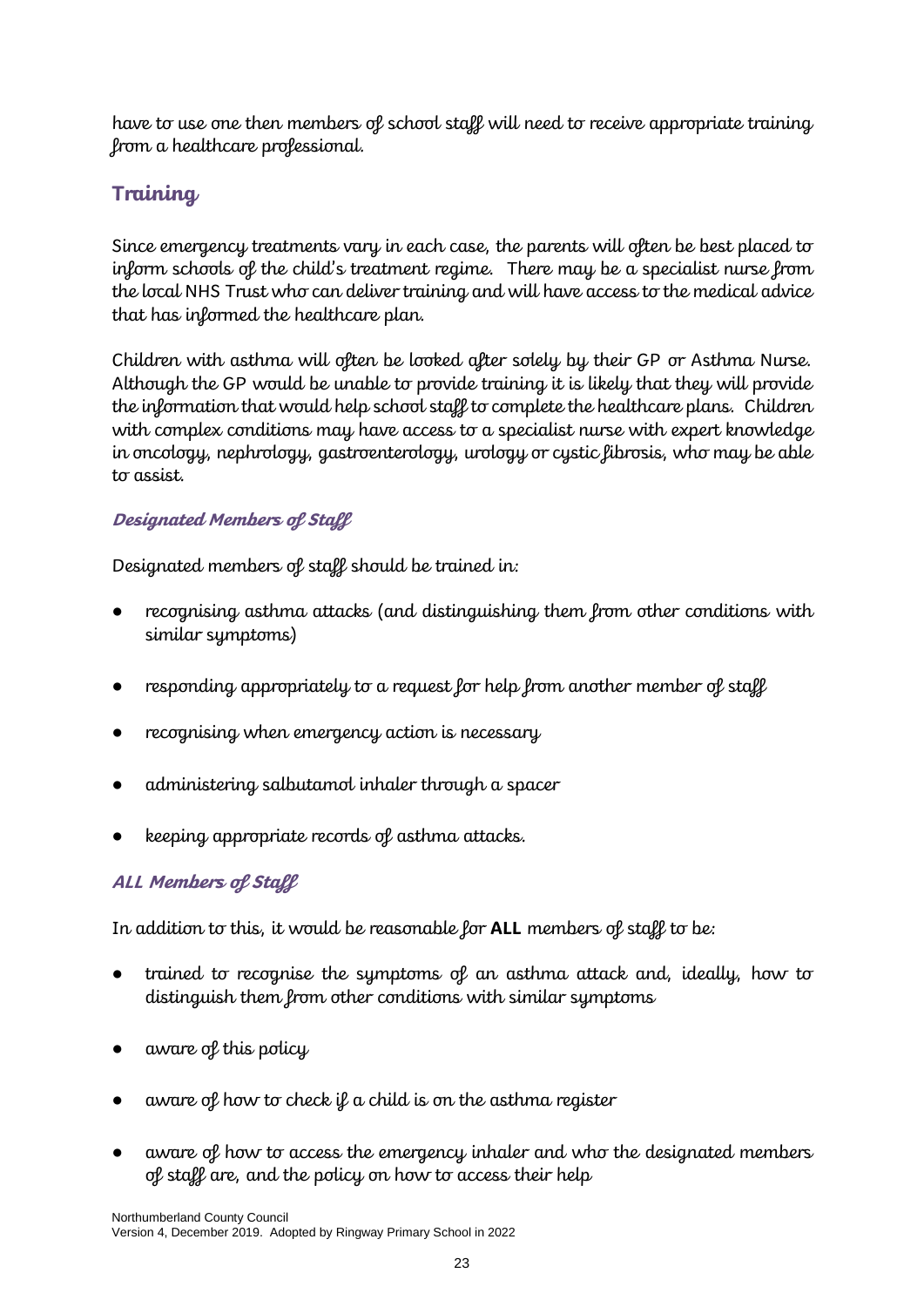have to use one then members of school staff will need to receive appropriate training from a healthcare professional.

## Training

Since emergency treatments vary in each case, the parents will often be best placed to inform schools of the child's treatment regime. There may be a specialist nurse from the local NHS Trust who can deliver training and will have access to the medical advice that has informed the healthcare plan.

Children with asthma will often be looked after solely by their GP or Asthma Nurse. Although the GP would be unable to provide training it is likely that they will provide the information that would help school staff to complete the healthcare plans. Children with complex conditions may have access to a specialist nurse with expert knowledge in oncology, nephrology, gastroenterology, urology or cystic fibrosis, who may be able to assist.

### *Designated Members of Staff*

Designated members of staff should be trained in:

- recognising asthma attacks (and distinguishing them from other conditions with similar symptoms)
- responding appropriately to a request for help from another member of staff
- recognising when emergency action is necessary
- administering salbutamol inhaler through a spacer
- keeping appropriate records of asthma attacks.

### *ALL Members of Staff*

In addition to this, it would be reasonable for **ALL** members of staff to be:

- trained to recognise the symptoms of an asthma attack and, ideally, how to distinguish them from other conditions with similar symptoms
- aware of this policy
- aware of how to check if a child is on the asthma register
- aware of how to access the emergency inhaler and who the designated members of staff are, and the policy on how to access their help

Northumberland County Council
Version 4, December 2019. Adopted by Ringway Primary School in 2022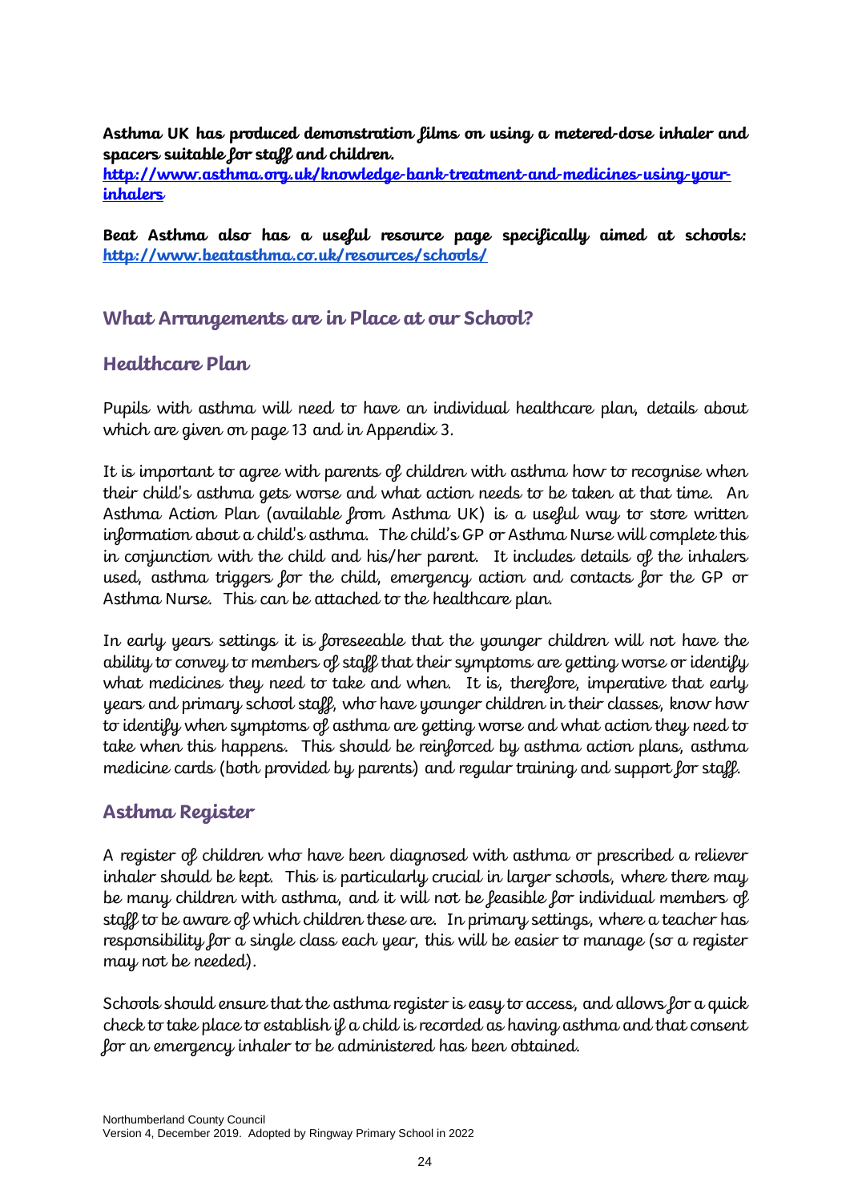**Asthma UK has produced demonstration films on using a metered-dose inhaler and spacers suitable for staff and children.**
**[http://www.asthma.org.uk/knowledge-bank-treatment-and-medicines-using-your-inhalers](http://www.asthma.org.uk/knowledge-bank-treatment-and-medicines-using-your-inhalers)**

**Beat Asthma also has a useful resource page specifically aimed at schools: [http://www.beatasthma.co.uk/resources/schools/](http://www.beatasthma.co.uk/resources/schools/)**

## What Arrangements are in Place at our School?

### Healthcare Plan

Pupils with asthma will need to have an individual healthcare plan, details about which are given on page 13 and in Appendix 3.

It is important to agree with parents of children with asthma how to recognise when their child's asthma gets worse and what action needs to be taken at that time. An Asthma Action Plan (available from Asthma UK) is a useful way to store written information about a child's asthma. The child's GP or Asthma Nurse will complete this in conjunction with the child and his/her parent. It includes details of the inhalers used, asthma triggers for the child, emergency action and contacts for the GP or Asthma Nurse. This can be attached to the healthcare plan.

In early years settings it is foreseeable that the younger children will not have the ability to convey to members of staff that their symptoms are getting worse or identify what medicines they need to take and when. It is, therefore, imperative that early years and primary school staff, who have younger children in their classes, know how to identify when symptoms of asthma are getting worse and what action they need to take when this happens. This should be reinforced by asthma action plans, asthma medicine cards (both provided by parents) and regular training and support for staff.

### Asthma Register

A register of children who have been diagnosed with asthma or prescribed a reliever inhaler should be kept. This is particularly crucial in larger schools, where there may be many children with asthma, and it will not be feasible for individual members of staff to be aware of which children these are. In primary settings, where a teacher has responsibility for a single class each year, this will be easier to manage (so a register may not be needed).

Schools should ensure that the asthma register is easy to access, and allows for a quick check to take place to establish if a child is recorded as having asthma and that consent for an emergency inhaler to be administered has been obtained.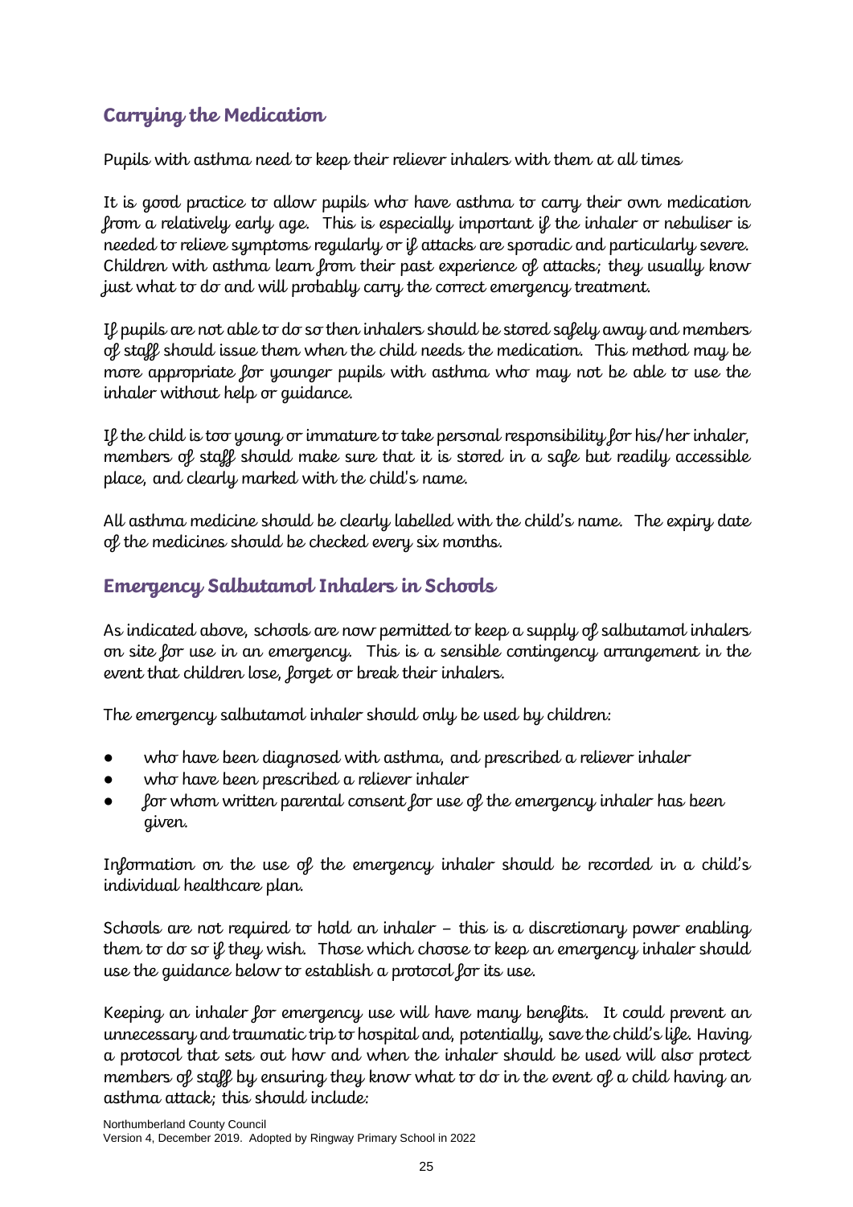## Carrying the Medication

Pupils with asthma need to keep their reliever inhalers with them at all times

It is good practice to allow pupils who have asthma to carry their own medication from a relatively early age. This is especially important if the inhaler or nebuliser is needed to relieve symptoms regularly or if attacks are sporadic and particularly severe. Children with asthma learn from their past experience of attacks; they usually know just what to do and will probably carry the correct emergency treatment.

If pupils are not able to do so then inhalers should be stored safely away and members of staff should issue them when the child needs the medication. This method may be more appropriate for younger pupils with asthma who may not be able to use the inhaler without help or guidance.

If the child is too young or immature to take personal responsibility for his/her inhaler, members of staff should make sure that it is stored in a safe but readily accessible place, and clearly marked with the child's name.

All asthma medicine should be clearly labelled with the child's name. The expiry date of the medicines should be checked every six months.

## Emergency Salbutamol Inhalers in Schools

As indicated above, schools are now permitted to keep a supply of salbutamol inhalers on site for use in an emergency. This is a sensible contingency arrangement in the event that children lose, forget or break their inhalers.

The emergency salbutamol inhaler should only be used by children:

- who have been diagnosed with asthma, and prescribed a reliever inhaler
- who have been prescribed a reliever inhaler
- for whom written parental consent for use of the emergency inhaler has been given.

Information on the use of the emergency inhaler should be recorded in a child's individual healthcare plan.

Schools are not required to hold an inhaler – this is a discretionary power enabling them to do so if they wish. Those which choose to keep an emergency inhaler should use the guidance below to establish a protocol for its use.

Keeping an inhaler for emergency use will have many benefits. It could prevent an unnecessary and traumatic trip to hospital and, potentially, save the child's life. Having a protocol that sets out how and when the inhaler should be used will also protect members of staff by ensuring they know what to do in the event of a child having an asthma attack; this should include: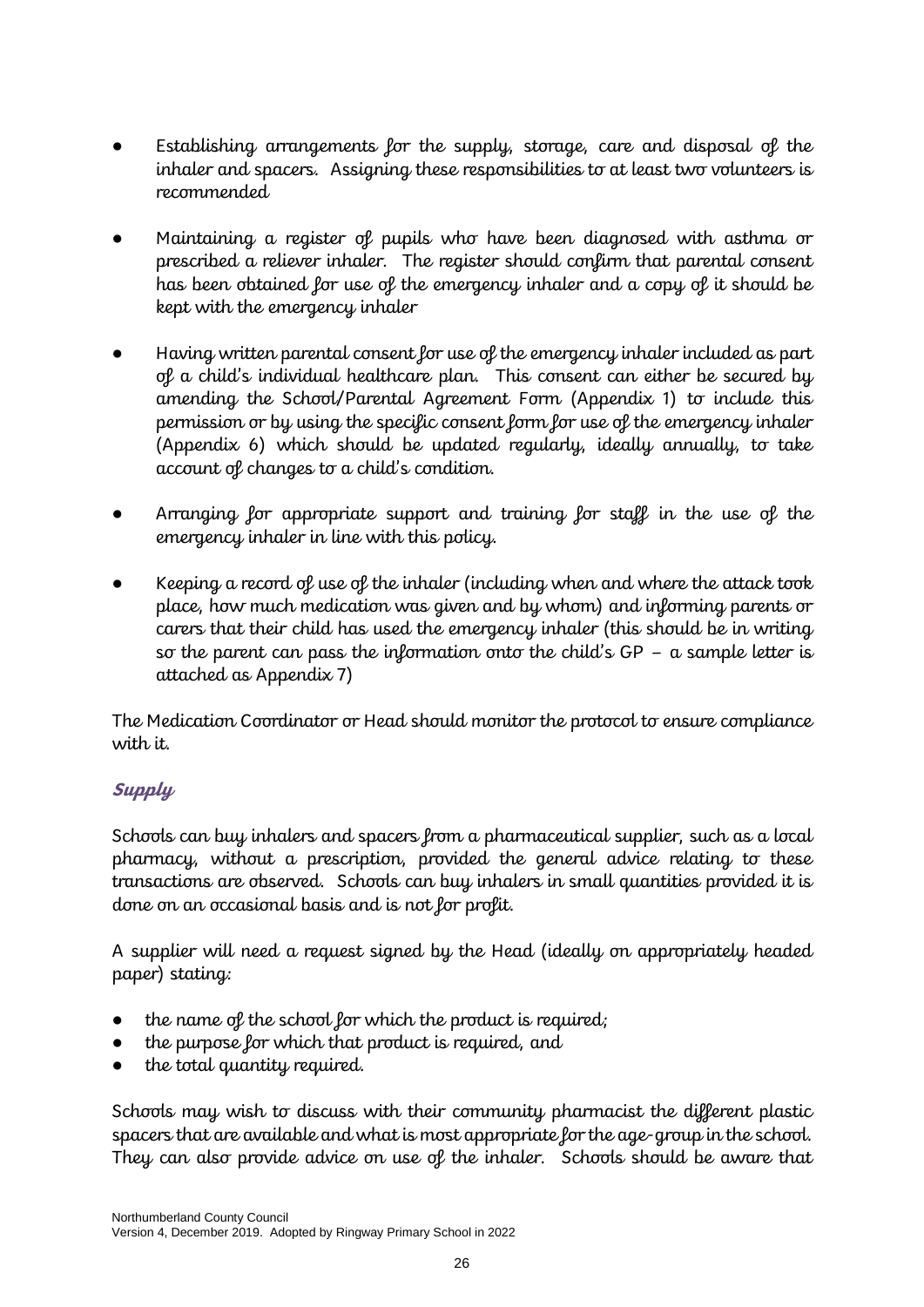- Establishing arrangements for the supply, storage, care and disposal of the inhaler and spacers. Assigning these responsibilities to at least two volunteers is recommended

- Maintaining a register of pupils who have been diagnosed with asthma or prescribed a reliever inhaler. The register should confirm that parental consent has been obtained for use of the emergency inhaler and a copy of it should be kept with the emergency inhaler

- Having written parental consent for use of the emergency inhaler included as part of a child's individual healthcare plan. This consent can either be secured by amending the School/Parental Agreement Form (Appendix 1) to include this permission or by using the specific consent form for use of the emergency inhaler (Appendix 6) which should be updated regularly, ideally annually, to take account of changes to a child's condition.

- Arranging for appropriate support and training for staff in the use of the emergency inhaler in line with this policy.

- Keeping a record of use of the inhaler (including when and where the attack took place, how much medication was given and by whom) and informing parents or carers that their child has used the emergency inhaler (this should be in writing so the parent can pass the information onto the child's GP – a sample letter is attached as Appendix 7)

The Medication Coordinator or Head should monitor the protocol to ensure compliance with it.

### Supply

Schools can buy inhalers and spacers from a pharmaceutical supplier, such as a local pharmacy, without a prescription, provided the general advice relating to these transactions are observed. Schools can buy inhalers in small quantities provided it is done on an occasional basis and is not for profit.

A supplier will need a request signed by the Head (ideally on appropriately headed paper) stating:

- the name of the school for which the product is required;
- the purpose for which that product is required, and
- the total quantity required.

Schools may wish to discuss with their community pharmacist the different plastic spacers that are available and what is most appropriate for the age-group in the school. They can also provide advice on use of the inhaler. Schools should be aware that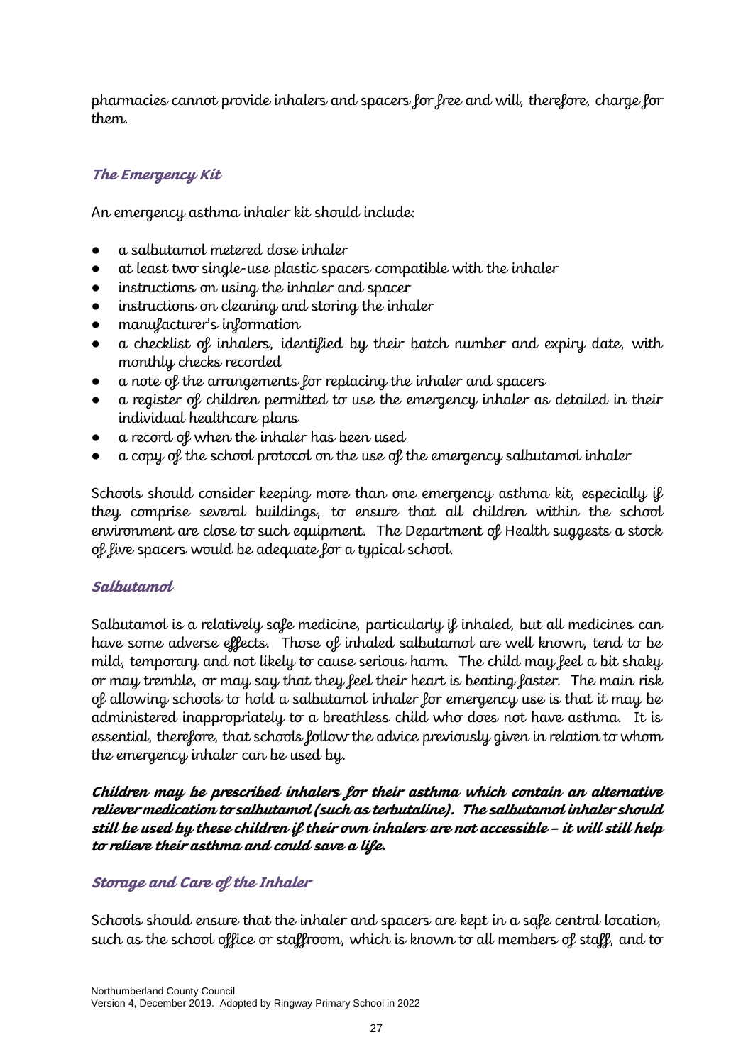pharmacies cannot provide inhalers and spacers for free and will, therefore, charge for them.

### *The Emergency Kit*

An emergency asthma inhaler kit should include:

- a salbutamol metered dose inhaler
- at least two single-use plastic spacers compatible with the inhaler
- instructions on using the inhaler and spacer
- instructions on cleaning and storing the inhaler
- manufacturer's information
- a checklist of inhalers, identified by their batch number and expiry date, with monthly checks recorded
- a note of the arrangements for replacing the inhaler and spacers
- a register of children permitted to use the emergency inhaler as detailed in their individual healthcare plans
- a record of when the inhaler has been used
- a copy of the school protocol on the use of the emergency salbutamol inhaler

Schools should consider keeping more than one emergency asthma kit, especially if they comprise several buildings, to ensure that all children within the school environment are close to such equipment. The Department of Health suggests a stock of five spacers would be adequate for a typical school.

### *Salbutamol*

Salbutamol is a relatively safe medicine, particularly if inhaled, but all medicines can have some adverse effects. Those of inhaled salbutamol are well known, tend to be mild, temporary and not likely to cause serious harm. The child may feel a bit shaky or may tremble, or may say that they feel their heart is beating faster. The main risk of allowing schools to hold a salbutamol inhaler for emergency use is that it may be administered inappropriately to a breathless child who does not have asthma. It is essential, therefore, that schools follow the advice previously given in relation to whom the emergency inhaler can be used by.

***Children may be prescribed inhalers for their asthma which contain an alternative reliever medication to salbutamol (such as terbutaline). The salbutamol inhaler should still be used by these children if their own inhalers are not accessible – it will still help to relieve their asthma and could save a life.***

### *Storage and Care of the Inhaler*

Schools should ensure that the inhaler and spacers are kept in a safe central location, such as the school office or staffroom, which is known to all members of staff, and to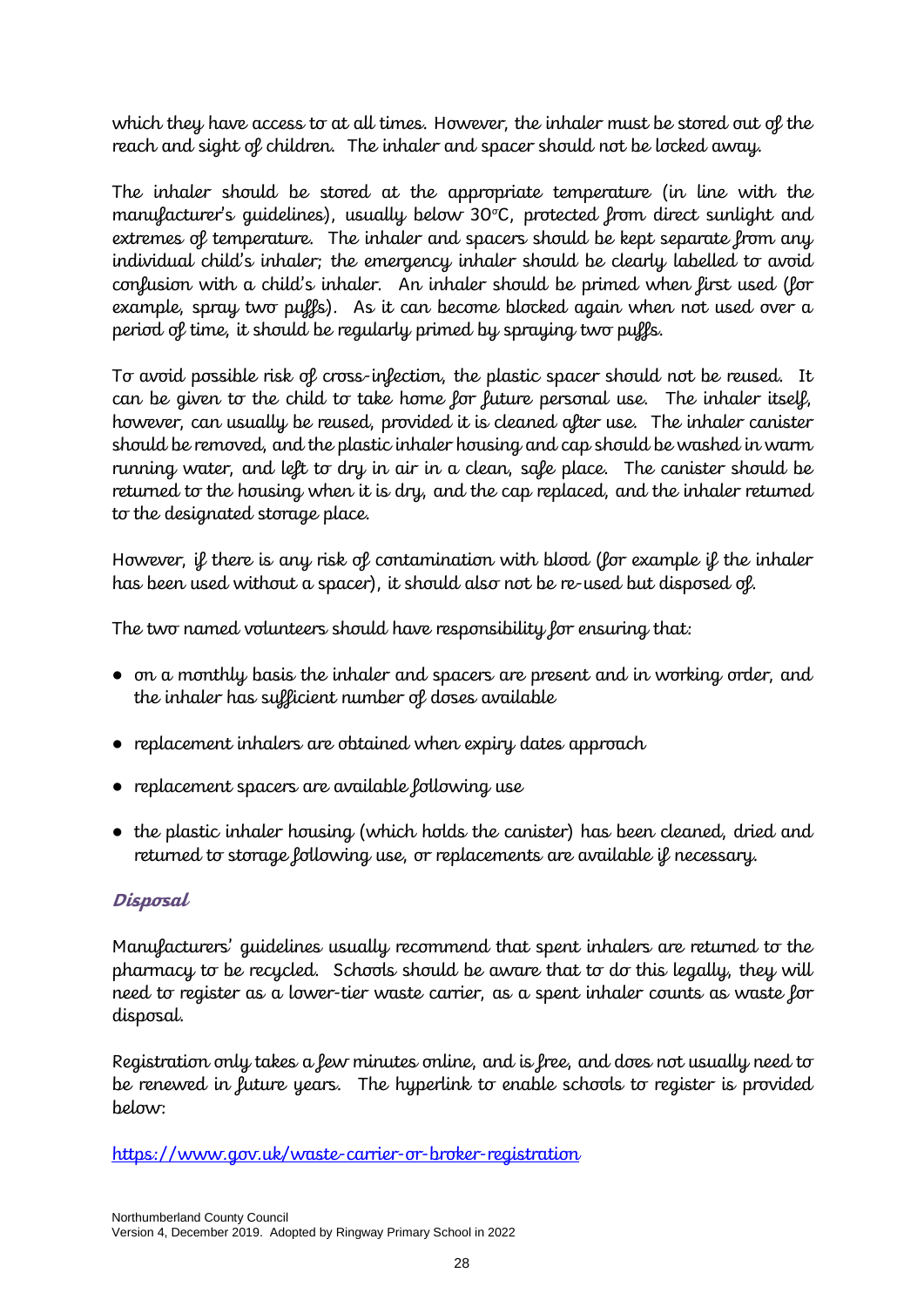which they have access to at all times. However, the inhaler must be stored out of the reach and sight of children. The inhaler and spacer should not be locked away.

The inhaler should be stored at the appropriate temperature (in line with the manufacturer's guidelines), usually below 30°C, protected from direct sunlight and extremes of temperature. The inhaler and spacers should be kept separate from any individual child's inhaler; the emergency inhaler should be clearly labelled to avoid confusion with a child's inhaler. An inhaler should be primed when first used (for example, spray two puffs). As it can become blocked again when not used over a period of time, it should be regularly primed by spraying two puffs.

To avoid possible risk of cross-infection, the plastic spacer should not be reused. It can be given to the child to take home for future personal use. The inhaler itself, however, can usually be reused, provided it is cleaned after use. The inhaler canister should be removed, and the plastic inhaler housing and cap should be washed in warm running water, and left to dry in air in a clean, safe place. The canister should be returned to the housing when it is dry, and the cap replaced, and the inhaler returned to the designated storage place.

However, if there is any risk of contamination with blood (for example if the inhaler has been used without a spacer), it should also not be re-used but disposed of.

The two named volunteers should have responsibility for ensuring that:

- on a monthly basis the inhaler and spacers are present and in working order, and the inhaler has sufficient number of doses available
- replacement inhalers are obtained when expiry dates approach
- replacement spacers are available following use
- the plastic inhaler housing (which holds the canister) has been cleaned, dried and returned to storage following use, or replacements are available if necessary.

### Disposal

Manufacturers' guidelines usually recommend that spent inhalers are returned to the pharmacy to be recycled. Schools should be aware that to do this legally, they will need to register as a lower-tier waste carrier, as a spent inhaler counts as waste for disposal.

Registration only takes a few minutes online, and is free, and does not usually need to be renewed in future years. The hyperlink to enable schools to register is provided below:

https://www.gov.uk/waste-carrier-or-broker-registration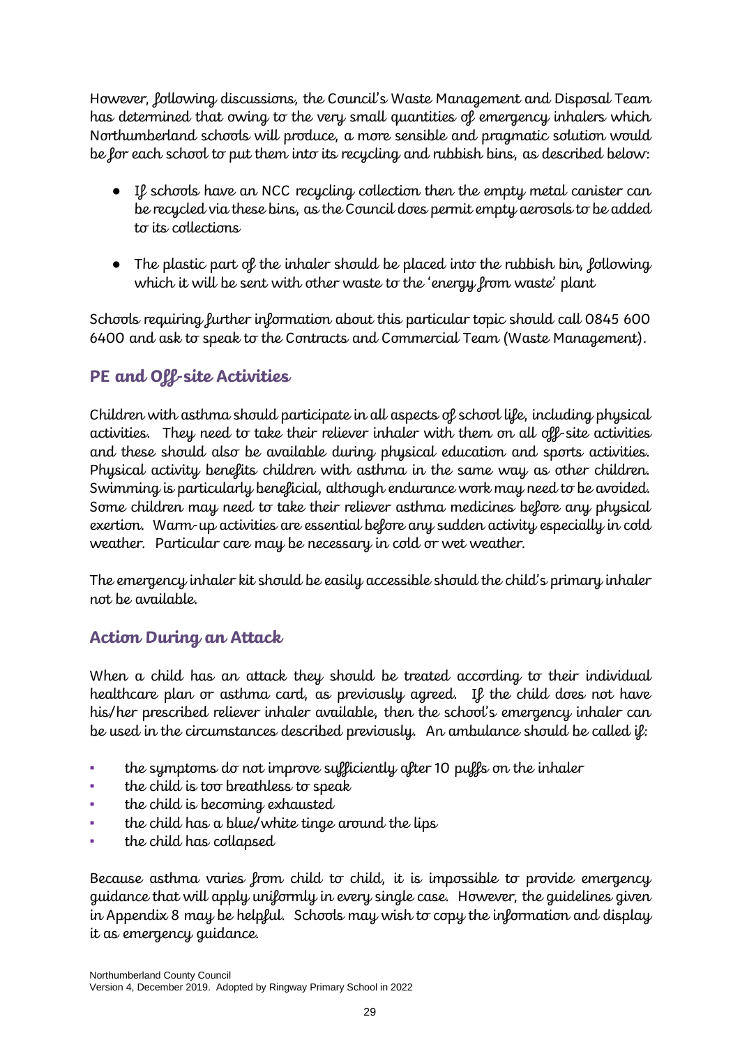However, following discussions, the Council's Waste Management and Disposal Team has determined that owing to the very small quantities of emergency inhalers which Northumberland schools will produce, a more sensible and pragmatic solution would be for each school to put them into its recycling and rubbish bins, as described below:

- If schools have an NCC recycling collection then the empty metal canister can be recycled via these bins, as the Council does permit empty aerosols to be added to its collections
- The plastic part of the inhaler should be placed into the rubbish bin, following which it will be sent with other waste to the 'energy from waste' plant

Schools requiring further information about this particular topic should call 0845 600 6400 and ask to speak to the Contracts and Commercial Team (Waste Management).

## PE and Off-site Activities

Children with asthma should participate in all aspects of school life, including physical activities. They need to take their reliever inhaler with them on all off-site activities and these should also be available during physical education and sports activities. Physical activity benefits children with asthma in the same way as other children. Swimming is particularly beneficial, although endurance work may need to be avoided. Some children may need to take their reliever asthma medicines before any physical exertion. Warm-up activities are essential before any sudden activity especially in cold weather. Particular care may be necessary in cold or wet weather.

The emergency inhaler kit should be easily accessible should the child's primary inhaler not be available.

## Action During an Attack

When a child has an attack they should be treated according to their individual healthcare plan or asthma card, as previously agreed. If the child does not have his/her prescribed reliever inhaler available, then the school's emergency inhaler can be used in the circumstances described previously. An ambulance should be called if:

- the symptoms do not improve sufficiently after 10 puffs on the inhaler
- the child is too breathless to speak
- the child is becoming exhausted
- the child has a blue/white tinge around the lips
- the child has collapsed

Because asthma varies from child to child, it is impossible to provide emergency guidance that will apply uniformly in every single case. However, the guidelines given in Appendix 8 may be helpful. Schools may wish to copy the information and display it as emergency guidance.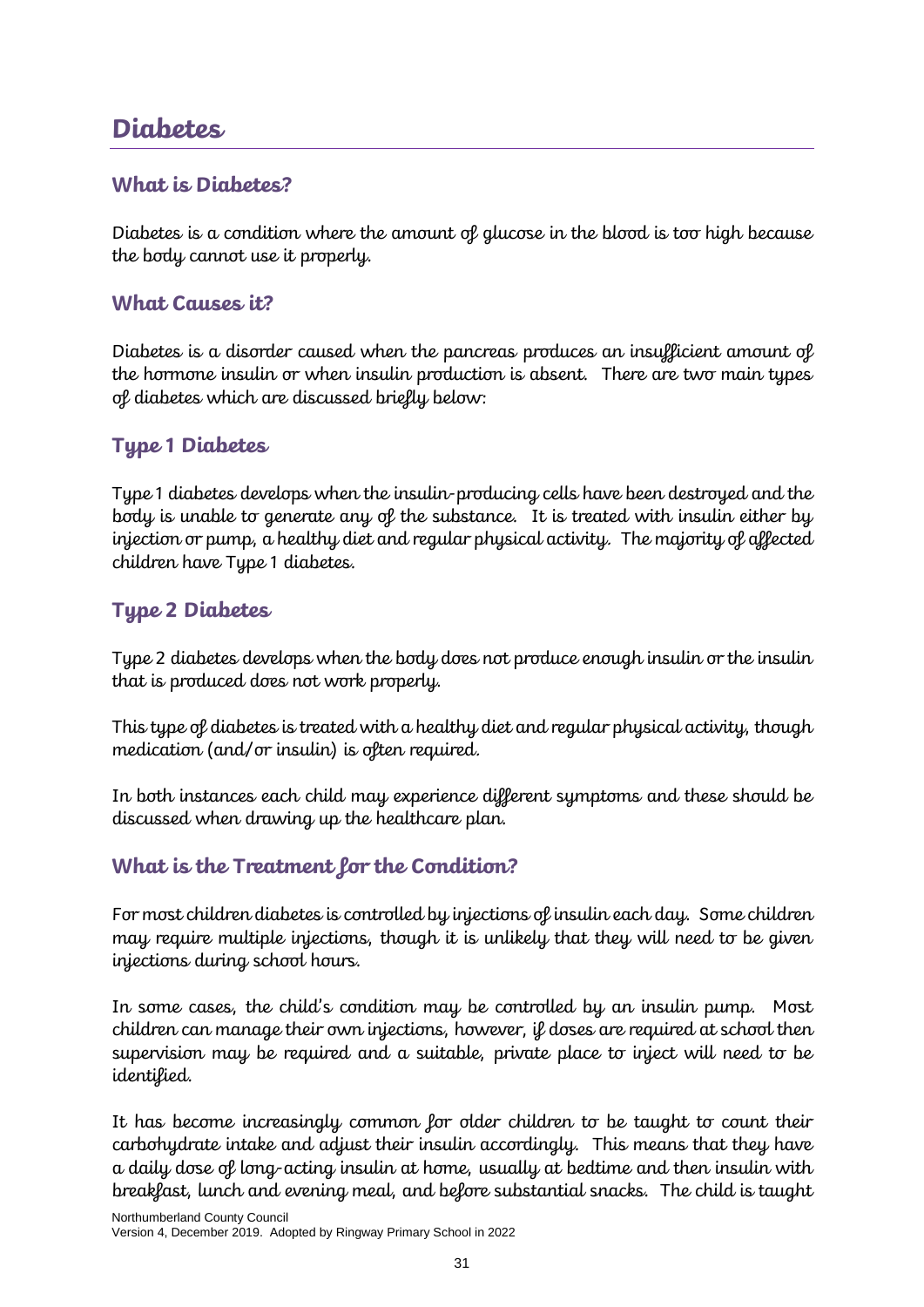# Diabetes

## What is Diabetes?

Diabetes is a condition where the amount of glucose in the blood is too high because the body cannot use it properly.

## What Causes it?

Diabetes is a disorder caused when the pancreas produces an insufficient amount of the hormone insulin or when insulin production is absent. There are two main types of diabetes which are discussed briefly below:

## Type 1 Diabetes

Type 1 diabetes develops when the insulin-producing cells have been destroyed and the body is unable to generate any of the substance. It is treated with insulin either by injection or pump, a healthy diet and regular physical activity. The majority of affected children have Type 1 diabetes.

## Type 2 Diabetes

Type 2 diabetes develops when the body does not produce enough insulin or the insulin that is produced does not work properly.

This type of diabetes is treated with a healthy diet and regular physical activity, though medication (and/or insulin) is often required.

In both instances each child may experience different symptoms and these should be discussed when drawing up the healthcare plan.

## What is the Treatment for the Condition?

For most children diabetes is controlled by injections of insulin each day. Some children may require multiple injections, though it is unlikely that they will need to be given injections during school hours.

In some cases, the child's condition may be controlled by an insulin pump. Most children can manage their own injections, however, if doses are required at school then supervision may be required and a suitable, private place to inject will need to be identified.

It has become increasingly common for older children to be taught to count their carbohydrate intake and adjust their insulin accordingly. This means that they have a daily dose of long-acting insulin at home, usually at bedtime and then insulin with breakfast, lunch and evening meal, and before substantial snacks. The child is taught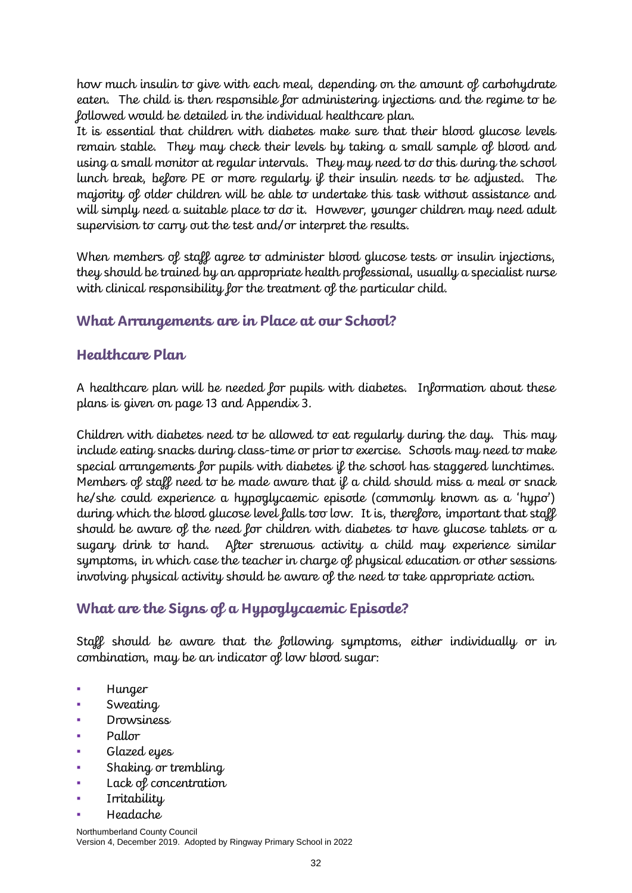how much insulin to give with each meal, depending on the amount of carbohydrate eaten. The child is then responsible for administering injections and the regime to be followed would be detailed in the individual healthcare plan.

It is essential that children with diabetes make sure that their blood glucose levels remain stable. They may check their levels by taking a small sample of blood and using a small monitor at regular intervals. They may need to do this during the school lunch break, before PE or more regularly if their insulin needs to be adjusted. The majority of older children will be able to undertake this task without assistance and will simply need a suitable place to do it. However, younger children may need adult supervision to carry out the test and/or interpret the results.

When members of staff agree to administer blood glucose tests or insulin injections, they should be trained by an appropriate health professional, usually a specialist nurse with clinical responsibility for the treatment of the particular child.

## What Arrangements are in Place at our School?

## Healthcare Plan

A healthcare plan will be needed for pupils with diabetes. Information about these plans is given on page 13 and Appendix 3.

Children with diabetes need to be allowed to eat regularly during the day. This may include eating snacks during class-time or prior to exercise. Schools may need to make special arrangements for pupils with diabetes if the school has staggered lunchtimes. Members of staff need to be made aware that if a child should miss a meal or snack he/she could experience a hypoglycaemic episode (commonly known as a 'hypo') during which the blood glucose level falls too low. It is, therefore, important that staff should be aware of the need for children with diabetes to have glucose tablets or a sugary drink to hand. After strenuous activity a child may experience similar symptoms, in which case the teacher in charge of physical education or other sessions involving physical activity should be aware of the need to take appropriate action.

## What are the Signs of a Hypoglycaemic Episode?

Staff should be aware that the following symptoms, either individually or in combination, may be an indicator of low blood sugar:

- Hunger
- Sweating
- Drowsiness
- Pallor
- Glazed eyes
- Shaking or trembling
- Lack of concentration
- Irritability
- Headache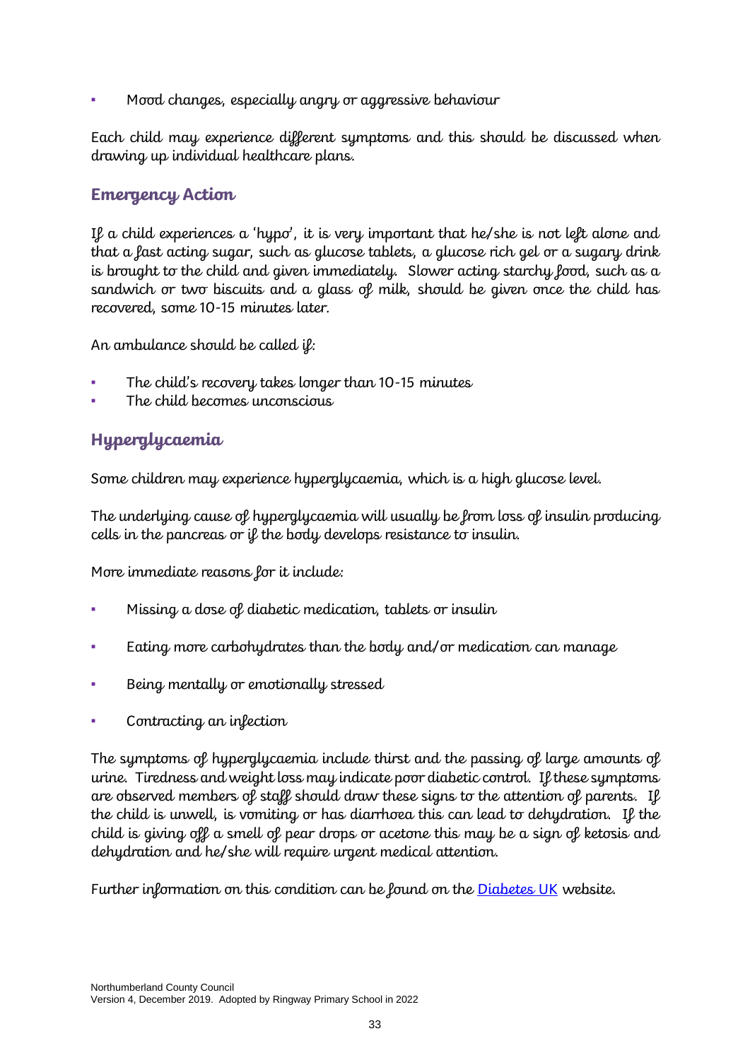- Mood changes, especially angry or aggressive behaviour

Each child may experience different symptoms and this should be discussed when drawing up individual healthcare plans.

## Emergency Action

If a child experiences a 'hypo', it is very important that he/she is not left alone and that a fast acting sugar, such as glucose tablets, a glucose rich gel or a sugary drink is brought to the child and given immediately. Slower acting starchy food, such as a sandwich or two biscuits and a glass of milk, should be given once the child has recovered, some 10-15 minutes later.

An ambulance should be called if:

- The child's recovery takes longer than 10-15 minutes
- The child becomes unconscious

## Hyperglycaemia

Some children may experience hyperglycaemia, which is a high glucose level.

The underlying cause of hyperglycaemia will usually be from loss of insulin producing cells in the pancreas or if the body develops resistance to insulin.

More immediate reasons for it include:

- Missing a dose of diabetic medication, tablets or insulin
- Eating more carbohydrates than the body and/or medication can manage
- Being mentally or emotionally stressed
- Contracting an infection

The symptoms of hyperglycaemia include thirst and the passing of large amounts of urine. Tiredness and weight loss may indicate poor diabetic control. If these symptoms are observed members of staff should draw these signs to the attention of parents. If the child is unwell, is vomiting or has diarrhoea this can lead to dehydration. If the child is giving off a smell of pear drops or acetone this may be a sign of ketosis and dehydration and he/she will require urgent medical attention.

Further information on this condition can be found on the [Diabetes UK](#) website.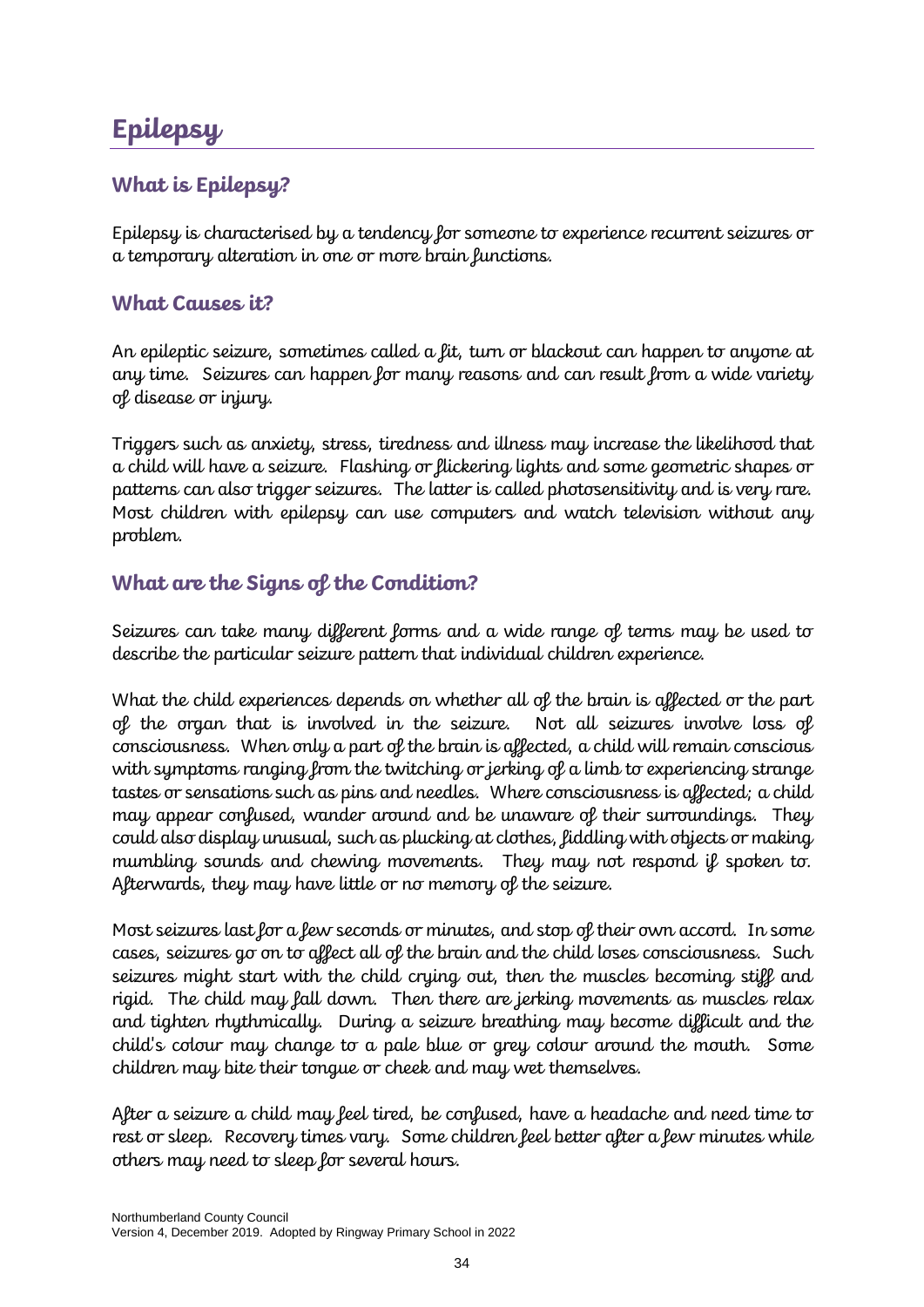# Epilepsy

## What is Epilepsy?

Epilepsy is characterised by a tendency for someone to experience recurrent seizures or a temporary alteration in one or more brain functions.

## What Causes it?

An epileptic seizure, sometimes called a fit, turn or blackout can happen to anyone at any time. Seizures can happen for many reasons and can result from a wide variety of disease or injury.

Triggers such as anxiety, stress, tiredness and illness may increase the likelihood that a child will have a seizure. Flashing or flickering lights and some geometric shapes or patterns can also trigger seizures. The latter is called photosensitivity and is very rare. Most children with epilepsy can use computers and watch television without any problem.

## What are the Signs of the Condition?

Seizures can take many different forms and a wide range of terms may be used to describe the particular seizure pattern that individual children experience.

What the child experiences depends on whether all of the brain is affected or the part of the organ that is involved in the seizure. Not all seizures involve loss of consciousness. When only a part of the brain is affected, a child will remain conscious with symptoms ranging from the twitching or jerking of a limb to experiencing strange tastes or sensations such as pins and needles. Where consciousness is affected; a child may appear confused, wander around and be unaware of their surroundings. They could also display unusual, such as plucking at clothes, fiddling with objects or making mumbling sounds and chewing movements. They may not respond if spoken to. Afterwards, they may have little or no memory of the seizure.

Most seizures last for a few seconds or minutes, and stop of their own accord. In some cases, seizures go on to affect all of the brain and the child loses consciousness. Such seizures might start with the child crying out, then the muscles becoming stiff and rigid. The child may fall down. Then there are jerking movements as muscles relax and tighten rhythmically. During a seizure breathing may become difficult and the child's colour may change to a pale blue or grey colour around the mouth. Some children may bite their tongue or cheek and may wet themselves.

After a seizure a child may feel tired, be confused, have a headache and need time to rest or sleep. Recovery times vary. Some children feel better after a few minutes while others may need to sleep for several hours.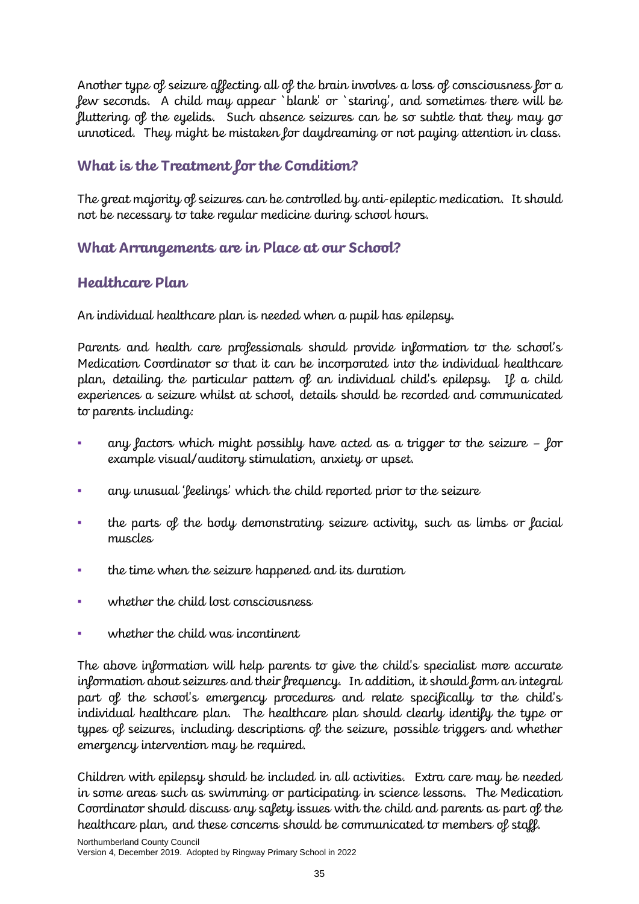Another type of seizure affecting all of the brain involves a loss of consciousness for a few seconds. A child may appear `blank' or `staring', and sometimes there will be fluttering of the eyelids. Such absence seizures can be so subtle that they may go unnoticed. They might be mistaken for daydreaming or not paying attention in class.

## What is the Treatment for the Condition?

The great majority of seizures can be controlled by anti-epileptic medication. It should not be necessary to take regular medicine during school hours.

## What Arrangements are in Place at our School?

## Healthcare Plan

An individual healthcare plan is needed when a pupil has epilepsy.

Parents and health care professionals should provide information to the school's Medication Coordinator so that it can be incorporated into the individual healthcare plan, detailing the particular pattern of an individual child's epilepsy. If a child experiences a seizure whilst at school, details should be recorded and communicated to parents including:

- any factors which might possibly have acted as a trigger to the seizure – for example visual/auditory stimulation, anxiety or upset.
- any unusual 'feelings' which the child reported prior to the seizure
- the parts of the body demonstrating seizure activity, such as limbs or facial muscles
- the time when the seizure happened and its duration
- whether the child lost consciousness
- whether the child was incontinent

The above information will help parents to give the child's specialist more accurate information about seizures and their frequency. In addition, it should form an integral part of the school's emergency procedures and relate specifically to the child's individual healthcare plan. The healthcare plan should clearly identify the type or types of seizures, including descriptions of the seizure, possible triggers and whether emergency intervention may be required.

Children with epilepsy should be included in all activities. Extra care may be needed in some areas such as swimming or participating in science lessons. The Medication Coordinator should discuss any safety issues with the child and parents as part of the healthcare plan, and these concerns should be communicated to members of staff.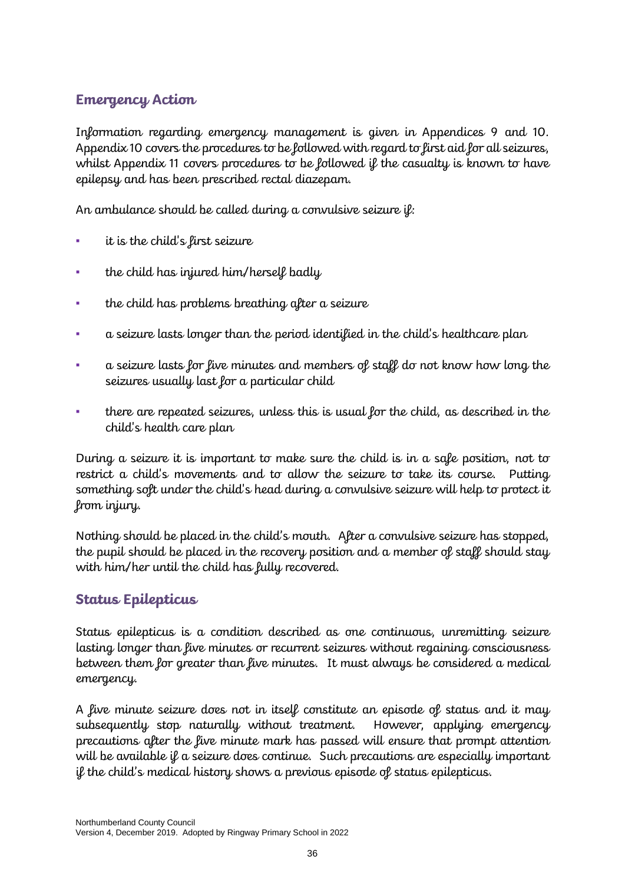## Emergency Action

Information regarding emergency management is given in Appendices 9 and 10. Appendix 10 covers the procedures to be followed with regard to first aid for all seizures, whilst Appendix 11 covers procedures to be followed if the casualty is known to have epilepsy and has been prescribed rectal diazepam.

An ambulance should be called during a convulsive seizure if:

- it is the child's first seizure
- the child has injured him/herself badly
- the child has problems breathing after a seizure
- a seizure lasts longer than the period identified in the child's healthcare plan
- a seizure lasts for five minutes and members of staff do not know how long the seizures usually last for a particular child
- there are repeated seizures, unless this is usual for the child, as described in the child's health care plan

During a seizure it is important to make sure the child is in a safe position, not to restrict a child's movements and to allow the seizure to take its course. Putting something soft under the child's head during a convulsive seizure will help to protect it from injury.

Nothing should be placed in the child's mouth. After a convulsive seizure has stopped, the pupil should be placed in the recovery position and a member of staff should stay with him/her until the child has fully recovered.

## Status Epilepticus

Status epilepticus is a condition described as one continuous, unremitting seizure lasting longer than five minutes or recurrent seizures without regaining consciousness between them for greater than five minutes. It must always be considered a medical emergency.

A five minute seizure does not in itself constitute an episode of status and it may subsequently stop naturally without treatment. However, applying emergency precautions after the five minute mark has passed will ensure that prompt attention will be available if a seizure does continue. Such precautions are especially important if the child's medical history shows a previous episode of status epilepticus.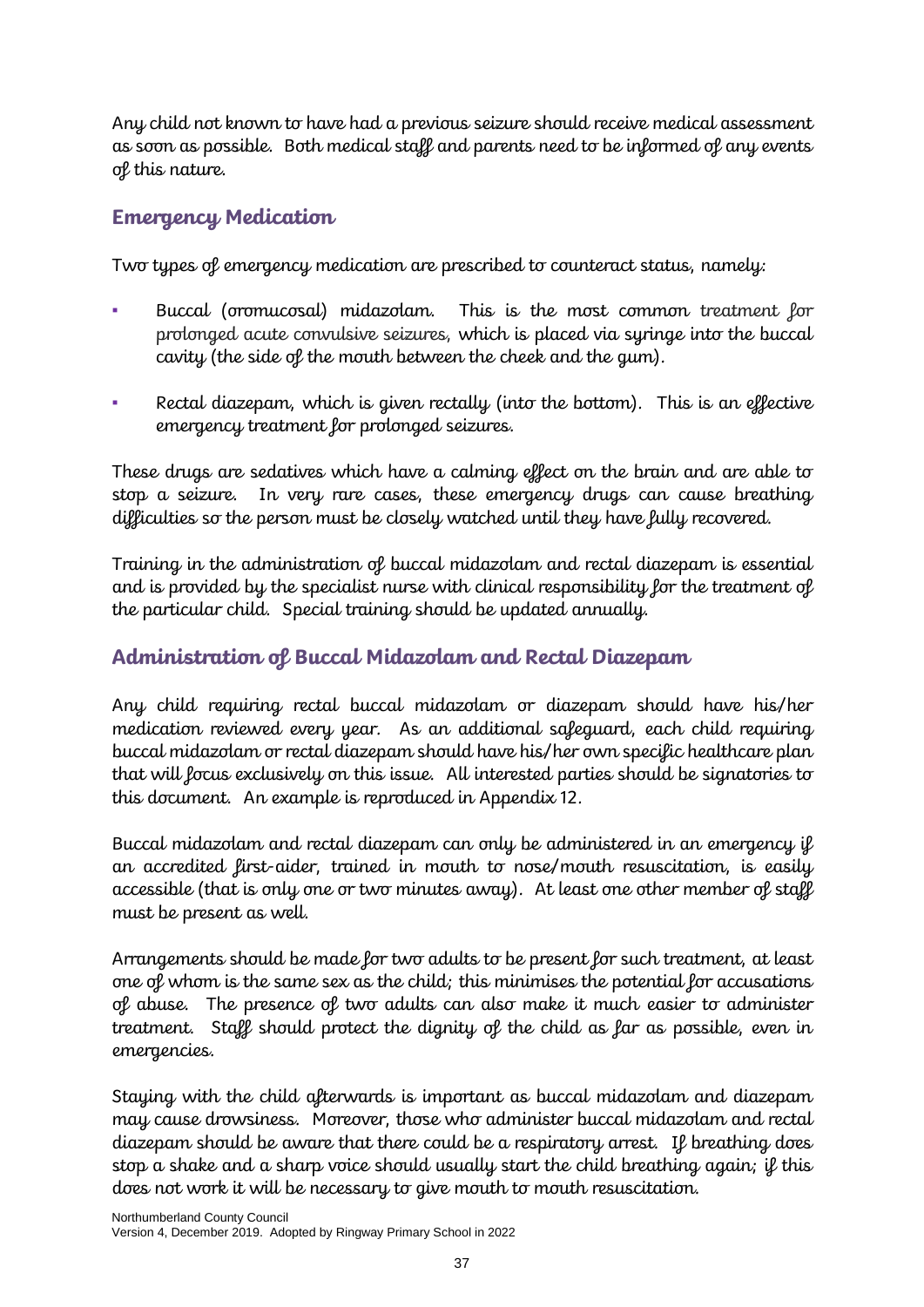Any child not known to have had a previous seizure should receive medical assessment as soon as possible. Both medical staff and parents need to be informed of any events of this nature.

## Emergency Medication

Two types of emergency medication are prescribed to counteract status, namely:

- Buccal (oromucosal) midazolam. This is the most common treatment for prolonged acute convulsive seizures, which is placed via syringe into the buccal cavity (the side of the mouth between the cheek and the gum).
- Rectal diazepam, which is given rectally (into the bottom). This is an effective emergency treatment for prolonged seizures.

These drugs are sedatives which have a calming effect on the brain and are able to stop a seizure. In very rare cases, these emergency drugs can cause breathing difficulties so the person must be closely watched until they have fully recovered.

Training in the administration of buccal midazolam and rectal diazepam is essential and is provided by the specialist nurse with clinical responsibility for the treatment of the particular child. Special training should be updated annually.

## Administration of Buccal Midazolam and Rectal Diazepam

Any child requiring rectal buccal midazolam or diazepam should have his/her medication reviewed every year. As an additional safeguard, each child requiring buccal midazolam or rectal diazepam should have his/her own specific healthcare plan that will focus exclusively on this issue. All interested parties should be signatories to this document. An example is reproduced in Appendix 12.

Buccal midazolam and rectal diazepam can only be administered in an emergency if an accredited first-aider, trained in mouth to nose/mouth resuscitation, is easily accessible (that is only one or two minutes away). At least one other member of staff must be present as well.

Arrangements should be made for two adults to be present for such treatment, at least one of whom is the same sex as the child; this minimises the potential for accusations of abuse. The presence of two adults can also make it much easier to administer treatment. Staff should protect the dignity of the child as far as possible, even in emergencies.

Staying with the child afterwards is important as buccal midazolam and diazepam may cause drowsiness. Moreover, those who administer buccal midazolam and rectal diazepam should be aware that there could be a respiratory arrest. If breathing does stop a shake and a sharp voice should usually start the child breathing again; if this does not work it will be necessary to give mouth to mouth resuscitation.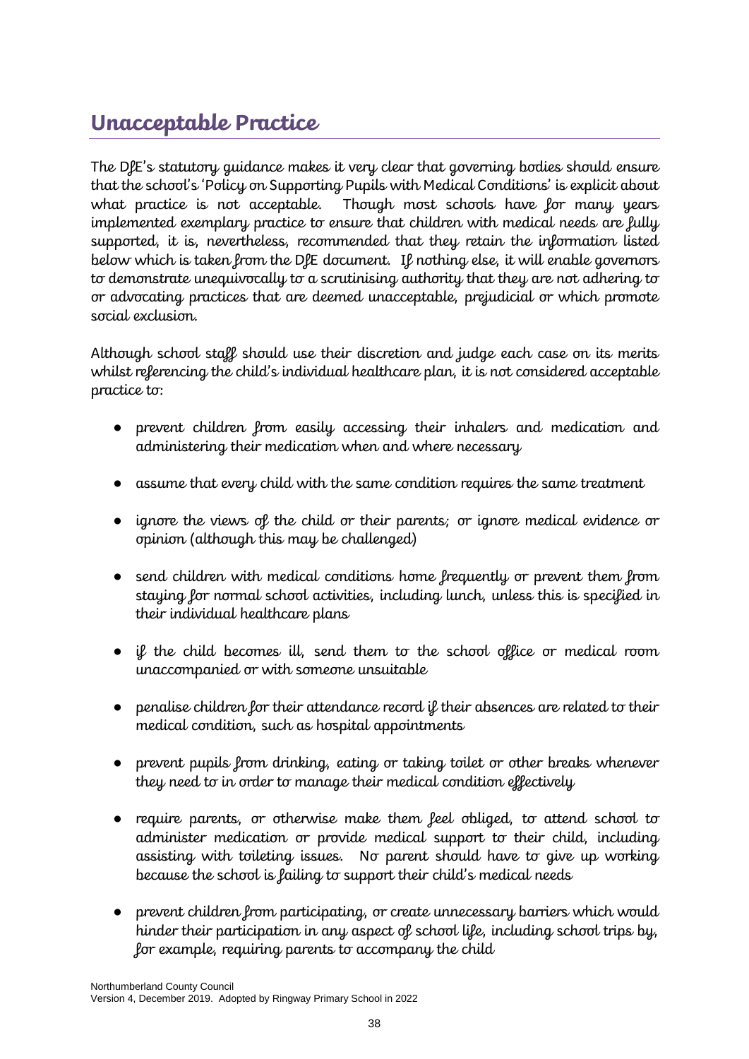## Unacceptable Practice

The DfE's statutory guidance makes it very clear that governing bodies should ensure that the school's 'Policy on Supporting Pupils with Medical Conditions' is explicit about what practice is not acceptable. Though most schools have for many years implemented exemplary practice to ensure that children with medical needs are fully supported, it is, nevertheless, recommended that they retain the information listed below which is taken from the DfE document. If nothing else, it will enable governors to demonstrate unequivocally to a scrutinising authority that they are not adhering to or advocating practices that are deemed unacceptable, prejudicial or which promote social exclusion.

Although school staff should use their discretion and judge each case on its merits whilst referencing the child's individual healthcare plan, it is not considered acceptable practice to:

- prevent children from easily accessing their inhalers and medication and administering their medication when and where necessary
- assume that every child with the same condition requires the same treatment
- ignore the views of the child or their parents; or ignore medical evidence or opinion (although this may be challenged)
- send children with medical conditions home frequently or prevent them from staying for normal school activities, including lunch, unless this is specified in their individual healthcare plans
- if the child becomes ill, send them to the school office or medical room unaccompanied or with someone unsuitable
- penalise children for their attendance record if their absences are related to their medical condition, such as hospital appointments
- prevent pupils from drinking, eating or taking toilet or other breaks whenever they need to in order to manage their medical condition effectively
- require parents, or otherwise make them feel obliged, to attend school to administer medication or provide medical support to their child, including assisting with toileting issues. No parent should have to give up working because the school is failing to support their child's medical needs
- prevent children from participating, or create unnecessary barriers which would hinder their participation in any aspect of school life, including school trips by, for example, requiring parents to accompany the child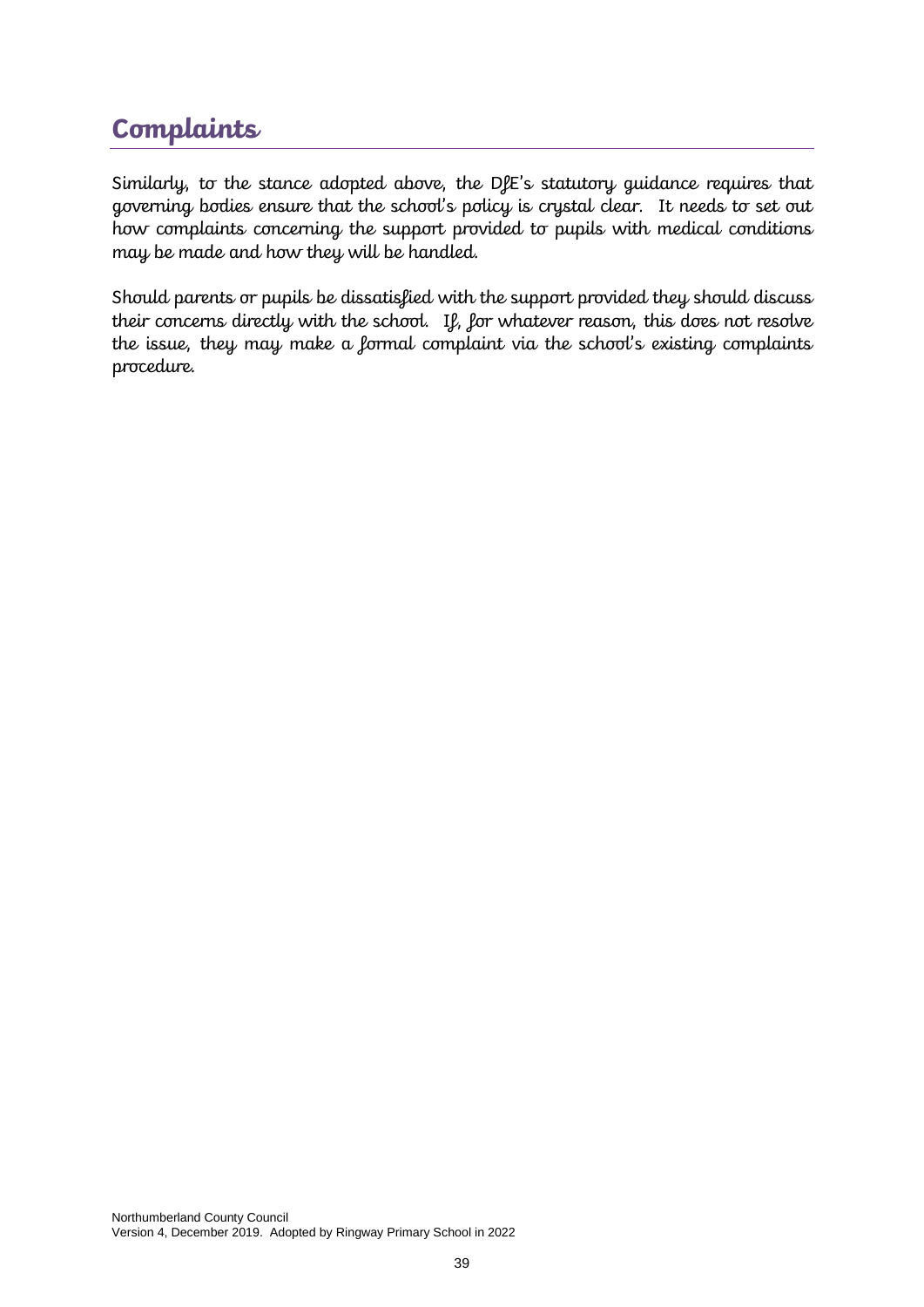## Complaints

Similarly, to the stance adopted above, the DfE's statutory guidance requires that governing bodies ensure that the school's policy is crystal clear. It needs to set out how complaints concerning the support provided to pupils with medical conditions may be made and how they will be handled.

Should parents or pupils be dissatisfied with the support provided they should discuss their concerns directly with the school. If, for whatever reason, this does not resolve the issue, they may make a formal complaint via the school's existing complaints procedure.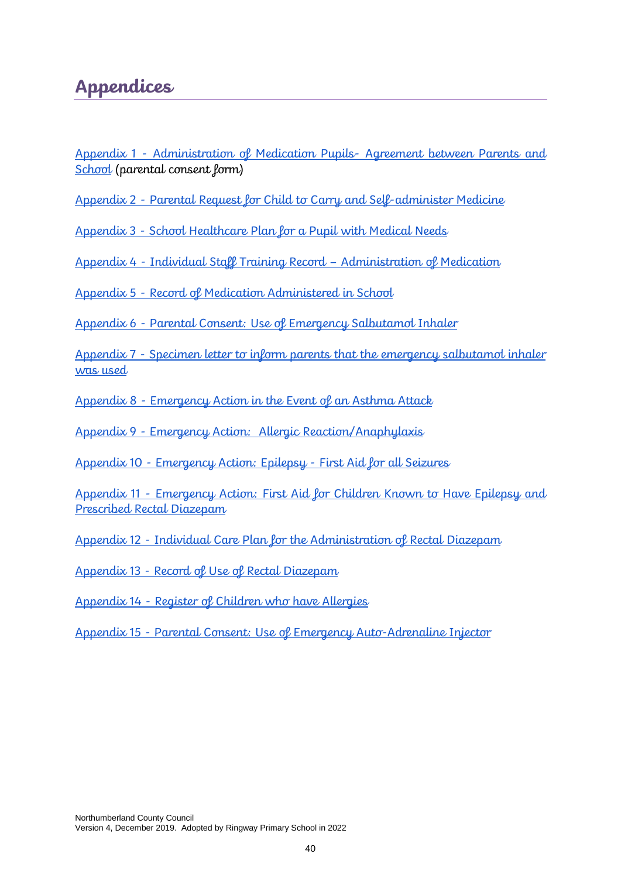# Appendices

Appendix 1 - Administration of Medication Pupils- Agreement between Parents and School (parental consent form)

Appendix 2 - Parental Request for Child to Carry and Self-administer Medicine

Appendix 3 - School Healthcare Plan for a Pupil with Medical Needs

Appendix 4 - Individual Staff Training Record – Administration of Medication

Appendix 5 - Record of Medication Administered in School

Appendix 6 - Parental Consent: Use of Emergency Salbutamol Inhaler

Appendix 7 - Specimen letter to inform parents that the emergency salbutamol inhaler was used

Appendix 8 - Emergency Action in the Event of an Asthma Attack

Appendix 9 - Emergency Action: Allergic Reaction/Anaphylaxis

Appendix 10 - Emergency Action: Epilepsy - First Aid for all Seizures

Appendix 11 - Emergency Action: First Aid for Children Known to Have Epilepsy and Prescribed Rectal Diazepam

Appendix 12 - Individual Care Plan for the Administration of Rectal Diazepam

Appendix 13 - Record of Use of Rectal Diazepam

Appendix 14 - Register of Children who have Allergies

Appendix 15 - Parental Consent: Use of Emergency Auto-Adrenaline Injector